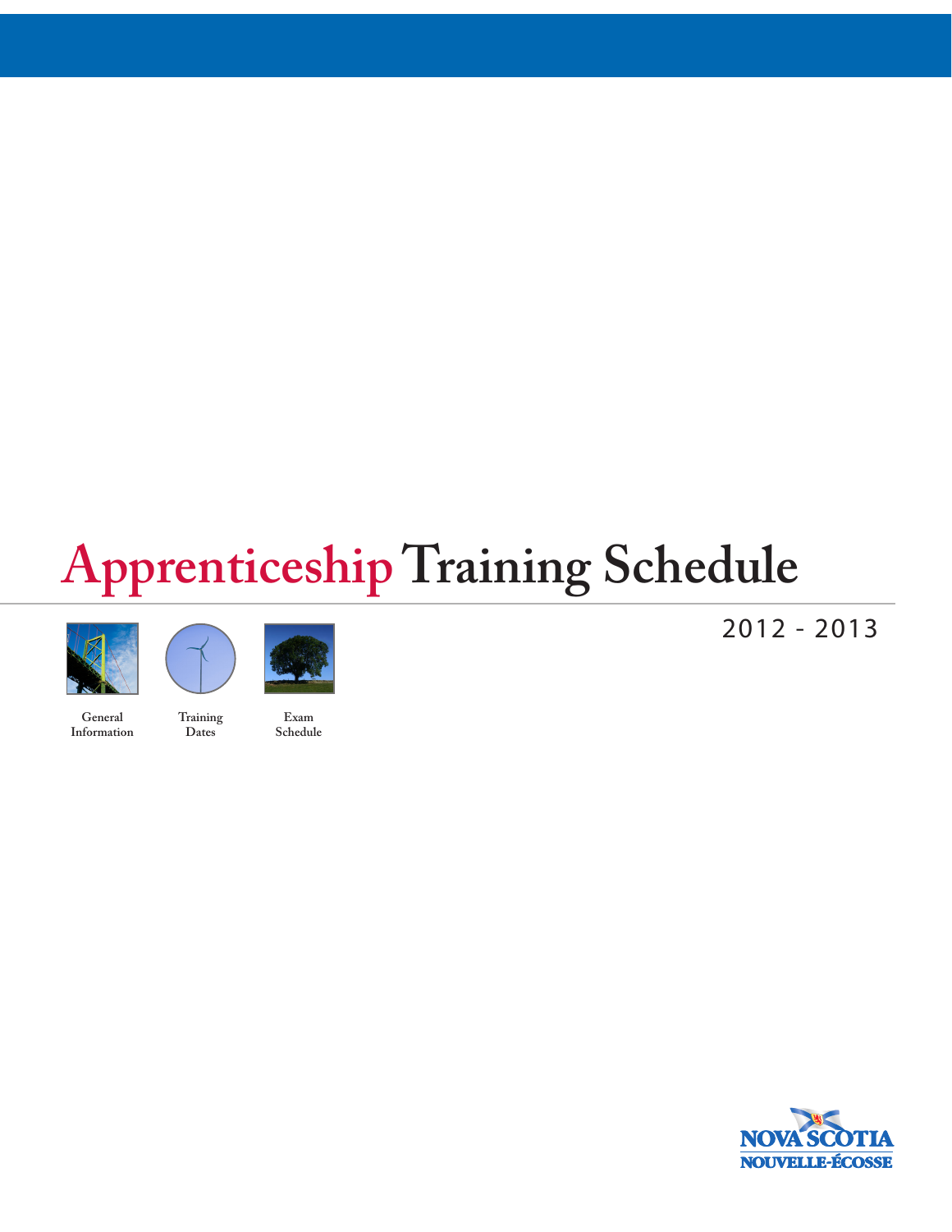# Apprenticeship Training Schedule

2012 - 2013

General Information

Training Dates

Exam Schedule

NOVA SCOTIA
NOUVELLE-ÉCOSSE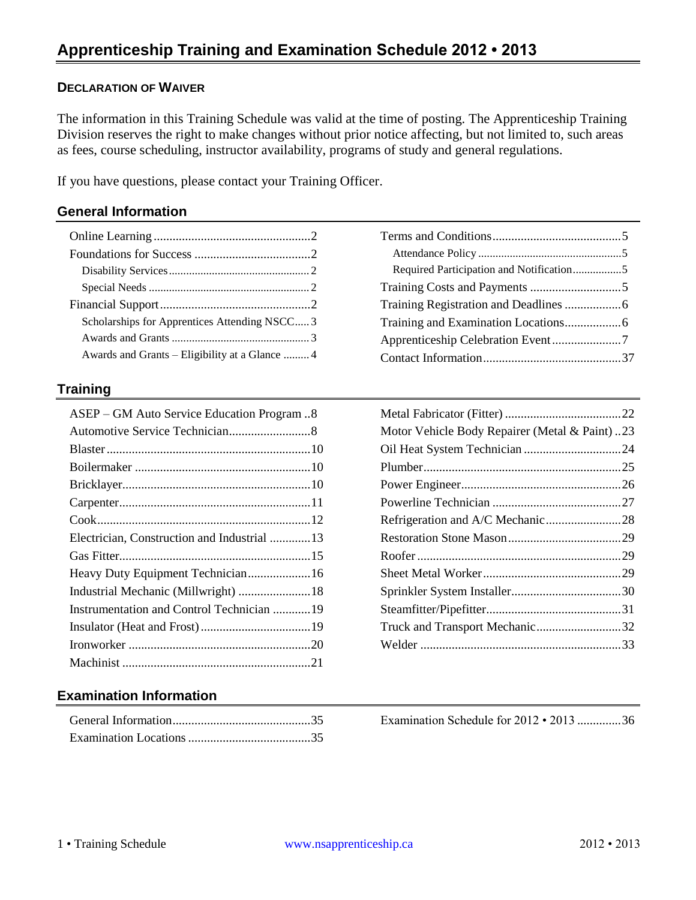# Apprenticeship Training and Examination Schedule 2012 • 2013

## DECLARATION OF WAIVER

The information in this Training Schedule was valid at the time of posting. The Apprenticeship Training Division reserves the right to make changes without prior notice affecting, but not limited to, such areas as fees, course scheduling, instructor availability, programs of study and general regulations.

If you have questions, please contact your Training Officer.

## General Information

- Online Learning .......... 2
- Foundations for Success .......... 2
  - Disability Services .......... 2
  - Special Needs .......... 2
- Financial Support .......... 2
  - Scholarships for Apprentices Attending NSCC .......... 3
  - Awards and Grants .......... 3
  - Awards and Grants – Eligibility at a Glance .......... 4
- Terms and Conditions .......... 5
  - Attendance Policy .......... 5
  - Required Participation and Notification .......... 5
- Training Costs and Payments .......... 5
- Training Registration and Deadlines .......... 6
- Training and Examination Locations .......... 6
- Apprenticeship Celebration Event .......... 7
- Contact Information .......... 37

## Training

- ASEP – GM Auto Service Education Program .......... 8
- Automotive Service Technician .......... 8
- Blaster .......... 10
- Boilermaker .......... 10
- Bricklayer .......... 10
- Carpenter .......... 11
- Cook .......... 12
- Electrician, Construction and Industrial .......... 13
- Gas Fitter .......... 15
- Heavy Duty Equipment Technician .......... 16
- Industrial Mechanic (Millwright) .......... 18
- Instrumentation and Control Technician .......... 19
- Insulator (Heat and Frost) .......... 19
- Ironworker .......... 20
- Machinist .......... 21
- Metal Fabricator (Fitter) .......... 22
- Motor Vehicle Body Repairer (Metal & Paint) .......... 23
- Oil Heat System Technician .......... 24
- Plumber .......... 25
- Power Engineer .......... 26
- Powerline Technician .......... 27
- Refrigeration and A/C Mechanic .......... 28
- Restoration Stone Mason .......... 29
- Roofer .......... 29
- Sheet Metal Worker .......... 29
- Sprinkler System Installer .......... 30
- Steamfitter/Pipefitter .......... 31
- Truck and Transport Mechanic .......... 32
- Welder .......... 33

## Examination Information

- General Information .......... 35
- Examination Locations .......... 35
- Examination Schedule for 2012 • 2013 .......... 36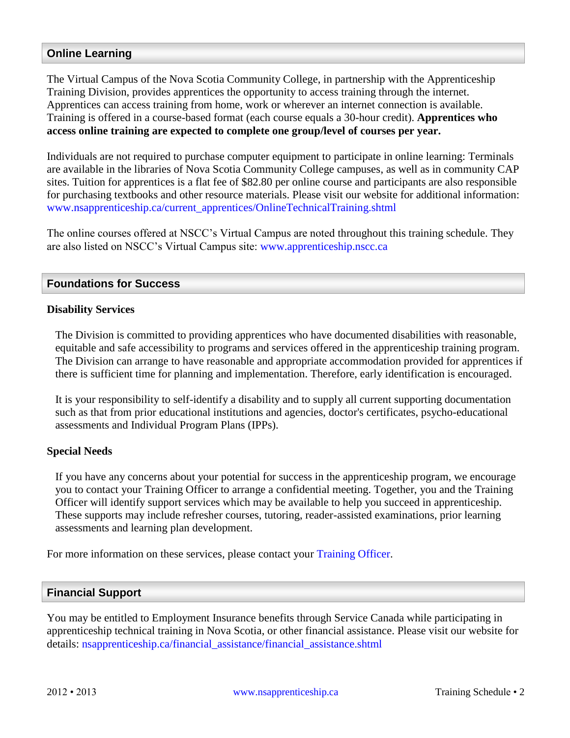## Online Learning

The Virtual Campus of the Nova Scotia Community College, in partnership with the Apprenticeship Training Division, provides apprentices the opportunity to access training through the internet. Apprentices can access training from home, work or wherever an internet connection is available. Training is offered in a course-based format (each course equals a 30-hour credit). **Apprentices who access online training are expected to complete one group/level of courses per year.**

Individuals are not required to purchase computer equipment to participate in online learning: Terminals are available in the libraries of Nova Scotia Community College campuses, as well as in community CAP sites. Tuition for apprentices is a flat fee of $82.80 per online course and participants are also responsible for purchasing textbooks and other resource materials. Please visit our website for additional information: www.nsapprenticeship.ca/current_apprentices/OnlineTechnicalTraining.shtml

The online courses offered at NSCC's Virtual Campus are noted throughout this training schedule. They are also listed on NSCC's Virtual Campus site: www.apprenticeship.nscc.ca

## Foundations for Success

### Disability Services

The Division is committed to providing apprentices who have documented disabilities with reasonable, equitable and safe accessibility to programs and services offered in the apprenticeship training program. The Division can arrange to have reasonable and appropriate accommodation provided for apprentices if there is sufficient time for planning and implementation. Therefore, early identification is encouraged.

It is your responsibility to self-identify a disability and to supply all current supporting documentation such as that from prior educational institutions and agencies, doctor's certificates, psycho-educational assessments and Individual Program Plans (IPPs).

### Special Needs

If you have any concerns about your potential for success in the apprenticeship program, we encourage you to contact your Training Officer to arrange a confidential meeting. Together, you and the Training Officer will identify support services which may be available to help you succeed in apprenticeship. These supports may include refresher courses, tutoring, reader-assisted examinations, prior learning assessments and learning plan development.

For more information on these services, please contact your Training Officer.

## Financial Support

You may be entitled to Employment Insurance benefits through Service Canada while participating in apprenticeship technical training in Nova Scotia, or other financial assistance. Please visit our website for details: nsapprenticeship.ca/financial_assistance/financial_assistance.shtml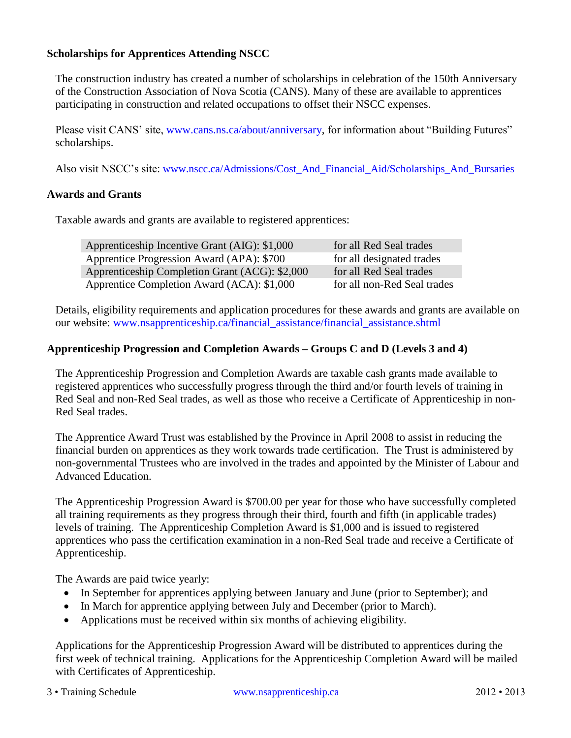### Scholarships for Apprentices Attending NSCC

The construction industry has created a number of scholarships in celebration of the 150th Anniversary of the Construction Association of Nova Scotia (CANS). Many of these are available to apprentices participating in construction and related occupations to offset their NSCC expenses.

Please visit CANS' site, www.cans.ns.ca/about/anniversary, for information about "Building Futures" scholarships.

Also visit NSCC's site: www.nscc.ca/Admissions/Cost_And_Financial_Aid/Scholarships_And_Bursaries

### Awards and Grants

Taxable awards and grants are available to registered apprentices:

| | |
|---|---|
| Apprenticeship Incentive Grant (AIG): $1,000 | for all Red Seal trades |
| Apprentice Progression Award (APA): $700 | for all designated trades |
| Apprenticeship Completion Grant (ACG): $2,000 | for all Red Seal trades |
| Apprentice Completion Award (ACA): $1,000 | for all non-Red Seal trades |

Details, eligibility requirements and application procedures for these awards and grants are available on our website: www.nsapprenticeship.ca/financial_assistance/financial_assistance.shtml

### Apprenticeship Progression and Completion Awards – Groups C and D (Levels 3 and 4)

The Apprenticeship Progression and Completion Awards are taxable cash grants made available to registered apprentices who successfully progress through the third and/or fourth levels of training in Red Seal and non-Red Seal trades, as well as those who receive a Certificate of Apprenticeship in non-Red Seal trades.

The Apprentice Award Trust was established by the Province in April 2008 to assist in reducing the financial burden on apprentices as they work towards trade certification. The Trust is administered by non-governmental Trustees who are involved in the trades and appointed by the Minister of Labour and Advanced Education.

The Apprenticeship Progression Award is $700.00 per year for those who have successfully completed all training requirements as they progress through their third, fourth and fifth (in applicable trades) levels of training. The Apprenticeship Completion Award is $1,000 and is issued to registered apprentices who pass the certification examination in a non-Red Seal trade and receive a Certificate of Apprenticeship.

The Awards are paid twice yearly:

- In September for apprentices applying between January and June (prior to September); and
- In March for apprentice applying between July and December (prior to March).
- Applications must be received within six months of achieving eligibility.

Applications for the Apprenticeship Progression Award will be distributed to apprentices during the first week of technical training. Applications for the Apprenticeship Completion Award will be mailed with Certificates of Apprenticeship.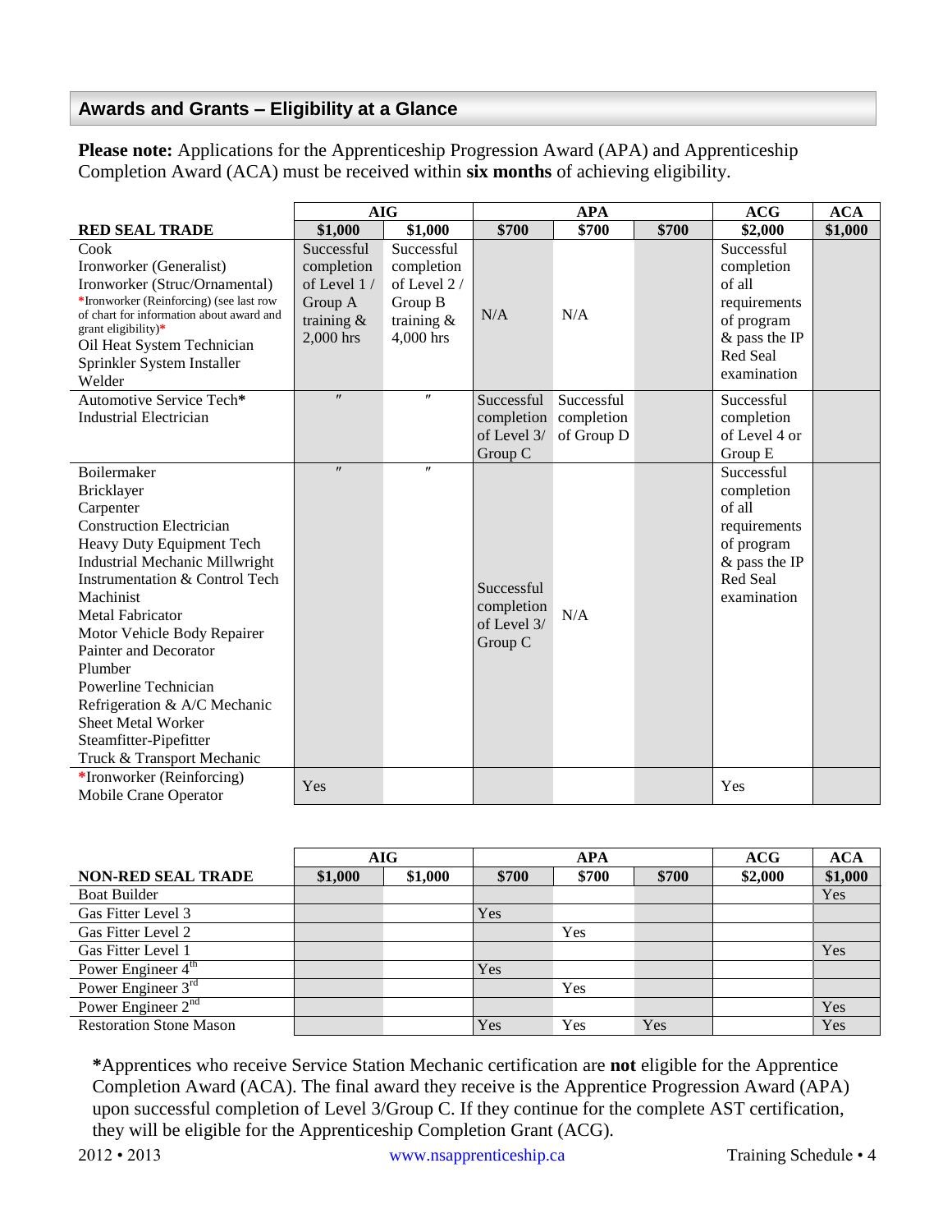## Awards and Grants – Eligibility at a Glance

**Please note:** Applications for the Apprenticeship Progression Award (APA) and Apprenticeship Completion Award (ACA) must be received within **six months** of achieving eligibility.

| | AIG | | APA | | | ACG | ACA |
|---|---|---|---|---|---|---|---|
| **RED SEAL TRADE** | **$1,000** | **$1,000** | **$700** | **$700** | **$700** | **$2,000** | **$1,000** |
| Cook<br>Ironworker (Generalist)<br>Ironworker (Struc/Ornamental)<br>*Ironworker (Reinforcing) (see last row of chart for information about award and grant eligibility)*<br>Oil Heat System Technician<br>Sprinkler System Installer<br>Welder | Successful completion of Level 1 / Group A training & 2,000 hrs | Successful completion of Level 2 / Group B training & 4,000 hrs | N/A | N/A | | Successful completion of all requirements of program & pass the IP Red Seal examination | |
| Automotive Service Tech*<br>Industrial Electrician | ″ | ″ | Successful completion of Level 3/ Group C | Successful completion of Group D | | Successful completion of Level 4 or Group E | |
| Boilermaker<br>Bricklayer<br>Carpenter<br>Construction Electrician<br>Heavy Duty Equipment Tech<br>Industrial Mechanic Millwright<br>Instrumentation & Control Tech<br>Machinist<br>Metal Fabricator<br>Motor Vehicle Body Repairer<br>Painter and Decorator<br>Plumber<br>Powerline Technician<br>Refrigeration & A/C Mechanic<br>Sheet Metal Worker<br>Steamfitter-Pipefitter<br>Truck & Transport Mechanic | ″ | ″ | Successful completion of Level 3/ Group C | N/A | | Successful completion of all requirements of program & pass the IP Red Seal examination | |
| *Ironworker (Reinforcing)<br>Mobile Crane Operator | Yes | | | | | Yes | |

| | AIG | | APA | | | ACG | ACA |
|---|---|---|---|---|---|---|---|
| **NON-RED SEAL TRADE** | **$1,000** | **$1,000** | **$700** | **$700** | **$700** | **$2,000** | **$1,000** |
| Boat Builder | | | | | | | Yes |
| Gas Fitter Level 3 | | | Yes | | | | |
| Gas Fitter Level 2 | | | | Yes | | | |
| Gas Fitter Level 1 | | | | | | | Yes |
| Power Engineer 4th | | | Yes | | | | |
| Power Engineer 3rd | | | | Yes | | | |
| Power Engineer 2nd | | | | | | | Yes |
| Restoration Stone Mason | | | Yes | Yes | Yes | | Yes |

***Apprentices who receive Service Station Mechanic certification are **not** eligible for the Apprentice Completion Award (ACA). The final award they receive is the Apprentice Progression Award (APA) upon successful completion of Level 3/Group C. If they continue for the complete AST certification, they will be eligible for the Apprenticeship Completion Grant (ACG).

2012 • 2013 www.nsapprenticeship.ca Training Schedule • 4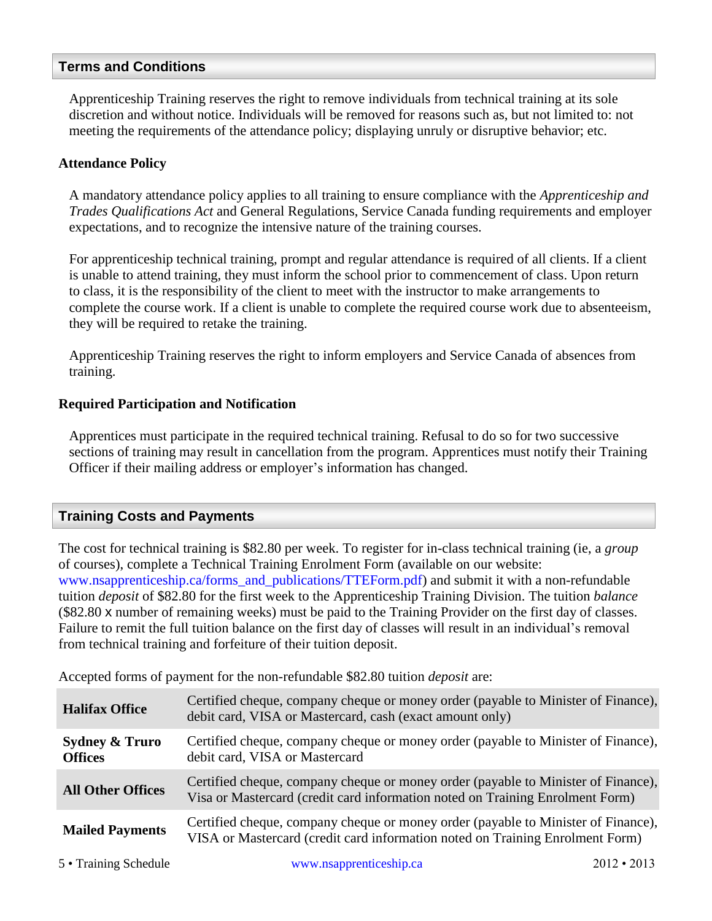## Terms and Conditions

Apprenticeship Training reserves the right to remove individuals from technical training at its sole discretion and without notice. Individuals will be removed for reasons such as, but not limited to: not meeting the requirements of the attendance policy; displaying unruly or disruptive behavior; etc.

### Attendance Policy

A mandatory attendance policy applies to all training to ensure compliance with the *Apprenticeship and Trades Qualifications Act* and General Regulations, Service Canada funding requirements and employer expectations, and to recognize the intensive nature of the training courses.

For apprenticeship technical training, prompt and regular attendance is required of all clients. If a client is unable to attend training, they must inform the school prior to commencement of class. Upon return to class, it is the responsibility of the client to meet with the instructor to make arrangements to complete the course work. If a client is unable to complete the required course work due to absenteeism, they will be required to retake the training.

Apprenticeship Training reserves the right to inform employers and Service Canada of absences from training.

### Required Participation and Notification

Apprentices must participate in the required technical training. Refusal to do so for two successive sections of training may result in cancellation from the program. Apprentices must notify their Training Officer if their mailing address or employer's information has changed.

## Training Costs and Payments

The cost for technical training is $82.80 per week. To register for in-class technical training (ie, a *group* of courses), complete a Technical Training Enrolment Form (available on our website: www.nsapprenticeship.ca/forms_and_publications/TTEForm.pdf) and submit it with a non-refundable tuition *deposit* of $82.80 for the first week to the Apprenticeship Training Division. The tuition *balance* ($82.80 x number of remaining weeks) must be paid to the Training Provider on the first day of classes. Failure to remit the full tuition balance on the first day of classes will result in an individual's removal from technical training and forfeiture of their tuition deposit.

Accepted forms of payment for the non-refundable $82.80 tuition *deposit* are:

| | |
|---|---|
| **Halifax Office** | Certified cheque, company cheque or money order (payable to Minister of Finance), debit card, VISA or Mastercard, cash (exact amount only) |
| **Sydney & Truro Offices** | Certified cheque, company cheque or money order (payable to Minister of Finance), debit card, VISA or Mastercard |
| **All Other Offices** | Certified cheque, company cheque or money order (payable to Minister of Finance), Visa or Mastercard (credit card information noted on Training Enrolment Form) |
| **Mailed Payments** | Certified cheque, company cheque or money order (payable to Minister of Finance), VISA or Mastercard (credit card information noted on Training Enrolment Form) |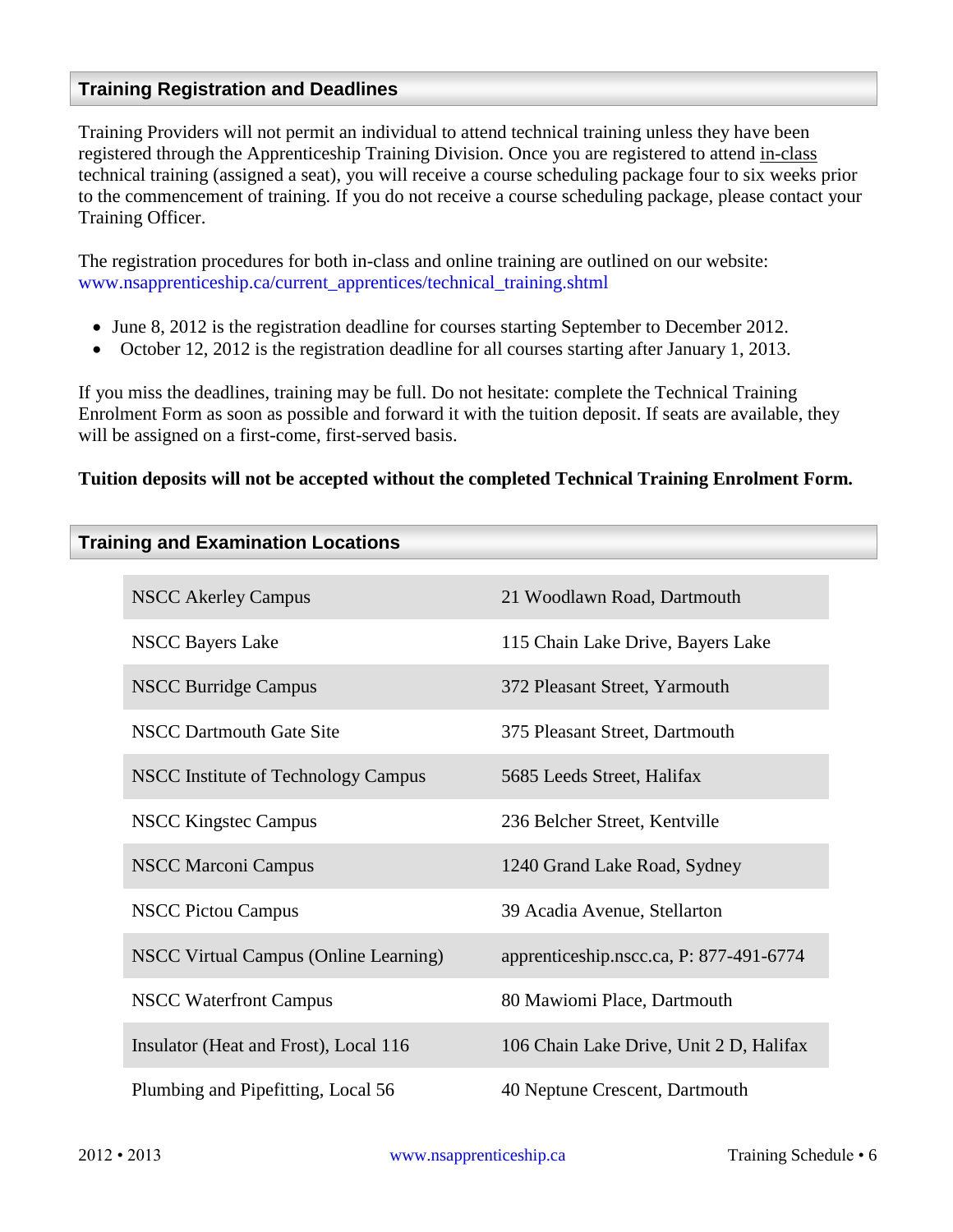## Training Registration and Deadlines

Training Providers will not permit an individual to attend technical training unless they have been registered through the Apprenticeship Training Division. Once you are registered to attend in-class technical training (assigned a seat), you will receive a course scheduling package four to six weeks prior to the commencement of training. If you do not receive a course scheduling package, please contact your Training Officer.

The registration procedures for both in-class and online training are outlined on our website: www.nsapprenticeship.ca/current_apprentices/technical_training.shtml

- June 8, 2012 is the registration deadline for courses starting September to December 2012.
- October 12, 2012 is the registration deadline for all courses starting after January 1, 2013.

If you miss the deadlines, training may be full. Do not hesitate: complete the Technical Training Enrolment Form as soon as possible and forward it with the tuition deposit. If seats are available, they will be assigned on a first-come, first-served basis.

**Tuition deposits will not be accepted without the completed Technical Training Enrolment Form.**

## Training and Examination Locations

| Location | Address |
|---|---|
| NSCC Akerley Campus | 21 Woodlawn Road, Dartmouth |
| NSCC Bayers Lake | 115 Chain Lake Drive, Bayers Lake |
| NSCC Burridge Campus | 372 Pleasant Street, Yarmouth |
| NSCC Dartmouth Gate Site | 375 Pleasant Street, Dartmouth |
| NSCC Institute of Technology Campus | 5685 Leeds Street, Halifax |
| NSCC Kingstec Campus | 236 Belcher Street, Kentville |
| NSCC Marconi Campus | 1240 Grand Lake Road, Sydney |
| NSCC Pictou Campus | 39 Acadia Avenue, Stellarton |
| NSCC Virtual Campus (Online Learning) | apprenticeship.nscc.ca, P: 877-491-6774 |
| NSCC Waterfront Campus | 80 Mawiomi Place, Dartmouth |
| Insulator (Heat and Frost), Local 116 | 106 Chain Lake Drive, Unit 2 D, Halifax |
| Plumbing and Pipefitting, Local 56 | 40 Neptune Crescent, Dartmouth |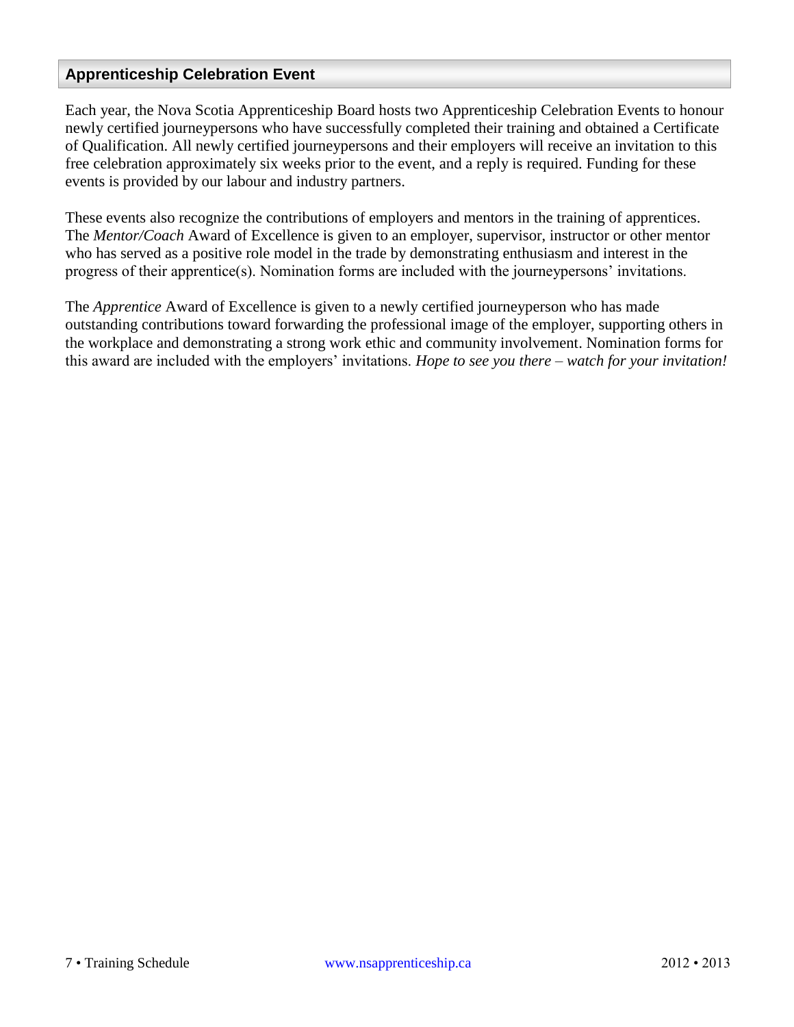## Apprenticeship Celebration Event

Each year, the Nova Scotia Apprenticeship Board hosts two Apprenticeship Celebration Events to honour newly certified journeypersons who have successfully completed their training and obtained a Certificate of Qualification. All newly certified journeypersons and their employers will receive an invitation to this free celebration approximately six weeks prior to the event, and a reply is required. Funding for these events is provided by our labour and industry partners.

These events also recognize the contributions of employers and mentors in the training of apprentices. The *Mentor/Coach* Award of Excellence is given to an employer, supervisor, instructor or other mentor who has served as a positive role model in the trade by demonstrating enthusiasm and interest in the progress of their apprentice(s). Nomination forms are included with the journeypersons' invitations.

The *Apprentice* Award of Excellence is given to a newly certified journeyperson who has made outstanding contributions toward forwarding the professional image of the employer, supporting others in the workplace and demonstrating a strong work ethic and community involvement. Nomination forms for this award are included with the employers' invitations. *Hope to see you there – watch for your invitation!*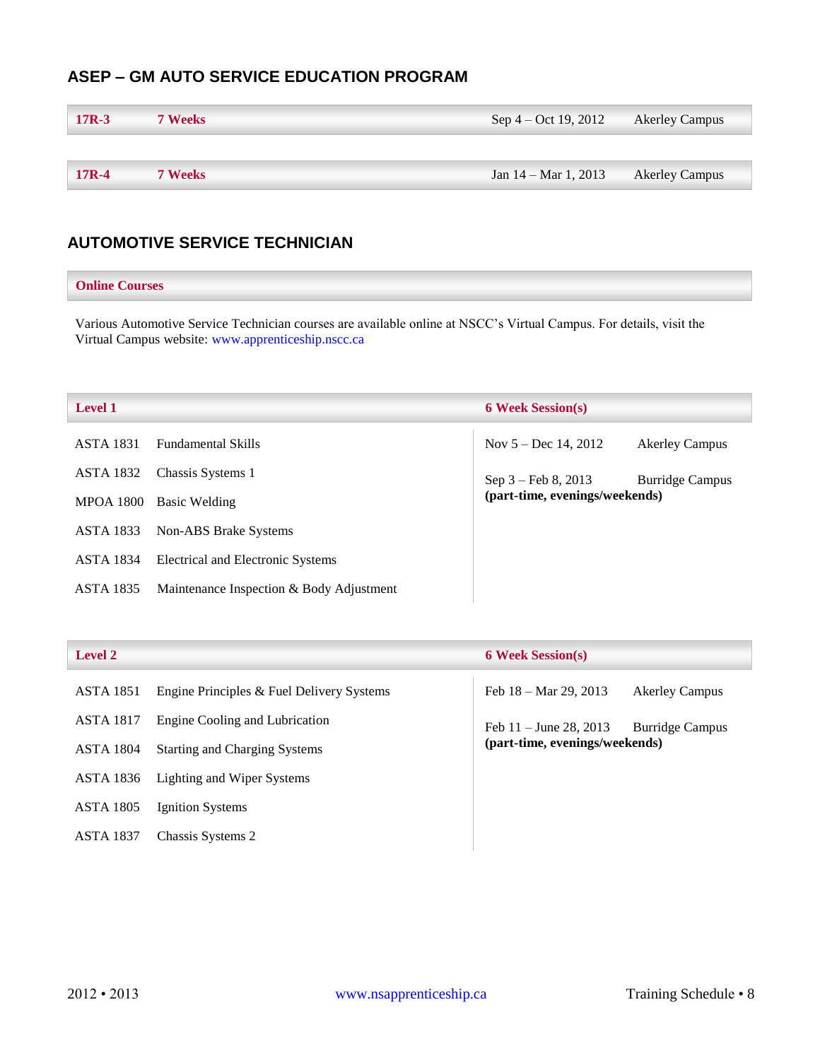## ASEP – GM AUTO SERVICE EDUCATION PROGRAM

| | | | |
|---|---|---|---|
| **17R-3** | **7 Weeks** | Sep 4 – Oct 19, 2012 | Akerley Campus |
| **17R-4** | **7 Weeks** | Jan 14 – Mar 1, 2013 | Akerley Campus |

## AUTOMOTIVE SERVICE TECHNICIAN

**Online Courses**

Various Automotive Service Technician courses are available online at NSCC's Virtual Campus. For details, visit the Virtual Campus website: www.apprenticeship.nscc.ca

| **Level 1** | | **6 Week Session(s)** |
|---|---|---|
| ASTA 1831 | Fundamental Skills | Nov 5 – Dec 14, 2012 Akerley Campus |
| ASTA 1832 | Chassis Systems 1 | Sep 3 – Feb 8, 2013 Burridge Campus **(part-time, evenings/weekends)** |
| MPOA 1800 | Basic Welding | |
| ASTA 1833 | Non-ABS Brake Systems | |
| ASTA 1834 | Electrical and Electronic Systems | |
| ASTA 1835 | Maintenance Inspection & Body Adjustment | |

| **Level 2** | | **6 Week Session(s)** |
|---|---|---|
| ASTA 1851 | Engine Principles & Fuel Delivery Systems | Feb 18 – Mar 29, 2013 Akerley Campus |
| ASTA 1817 | Engine Cooling and Lubrication | Feb 11 – June 28, 2013 Burridge Campus **(part-time, evenings/weekends)** |
| ASTA 1804 | Starting and Charging Systems | |
| ASTA 1836 | Lighting and Wiper Systems | |
| ASTA 1805 | Ignition Systems | |
| ASTA 1837 | Chassis Systems 2 | |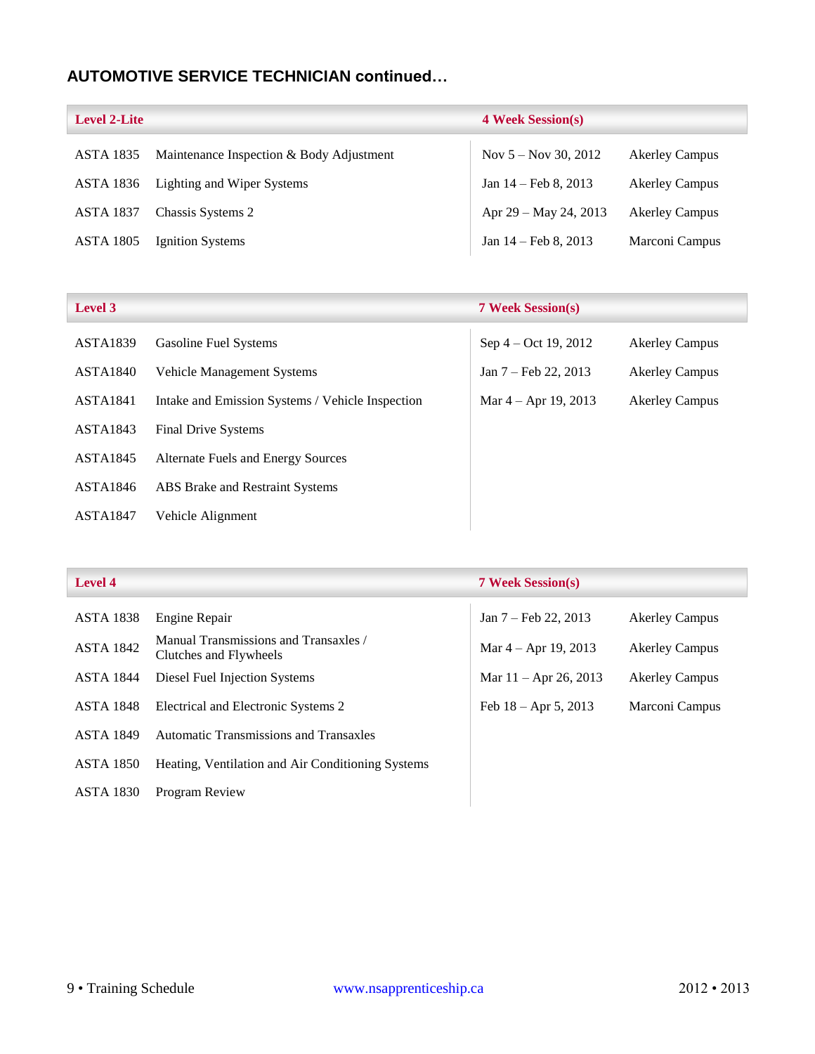## AUTOMOTIVE SERVICE TECHNICIAN continued…

| Level 2-Lite | | 4 Week Session(s) | |
|---|---|---|---|
| ASTA 1835 | Maintenance Inspection & Body Adjustment | Nov 5 – Nov 30, 2012 | Akerley Campus |
| ASTA 1836 | Lighting and Wiper Systems | Jan 14 – Feb 8, 2013 | Akerley Campus |
| ASTA 1837 | Chassis Systems 2 | Apr 29 – May 24, 2013 | Akerley Campus |
| ASTA 1805 | Ignition Systems | Jan 14 – Feb 8, 2013 | Marconi Campus |

| Level 3 | | 7 Week Session(s) | |
|---|---|---|---|
| ASTA1839 | Gasoline Fuel Systems | Sep 4 – Oct 19, 2012 | Akerley Campus |
| ASTA1840 | Vehicle Management Systems | Jan 7 – Feb 22, 2013 | Akerley Campus |
| ASTA1841 | Intake and Emission Systems / Vehicle Inspection | Mar 4 – Apr 19, 2013 | Akerley Campus |
| ASTA1843 | Final Drive Systems | | |
| ASTA1845 | Alternate Fuels and Energy Sources | | |
| ASTA1846 | ABS Brake and Restraint Systems | | |
| ASTA1847 | Vehicle Alignment | | |

| Level 4 | | 7 Week Session(s) | |
|---|---|---|---|
| ASTA 1838 | Engine Repair | Jan 7 – Feb 22, 2013 | Akerley Campus |
| ASTA 1842 | Manual Transmissions and Transaxles / Clutches and Flywheels | Mar 4 – Apr 19, 2013 | Akerley Campus |
| ASTA 1844 | Diesel Fuel Injection Systems | Mar 11 – Apr 26, 2013 | Akerley Campus |
| ASTA 1848 | Electrical and Electronic Systems 2 | Feb 18 – Apr 5, 2013 | Marconi Campus |
| ASTA 1849 | Automatic Transmissions and Transaxles | | |
| ASTA 1850 | Heating, Ventilation and Air Conditioning Systems | | |
| ASTA 1830 | Program Review | | |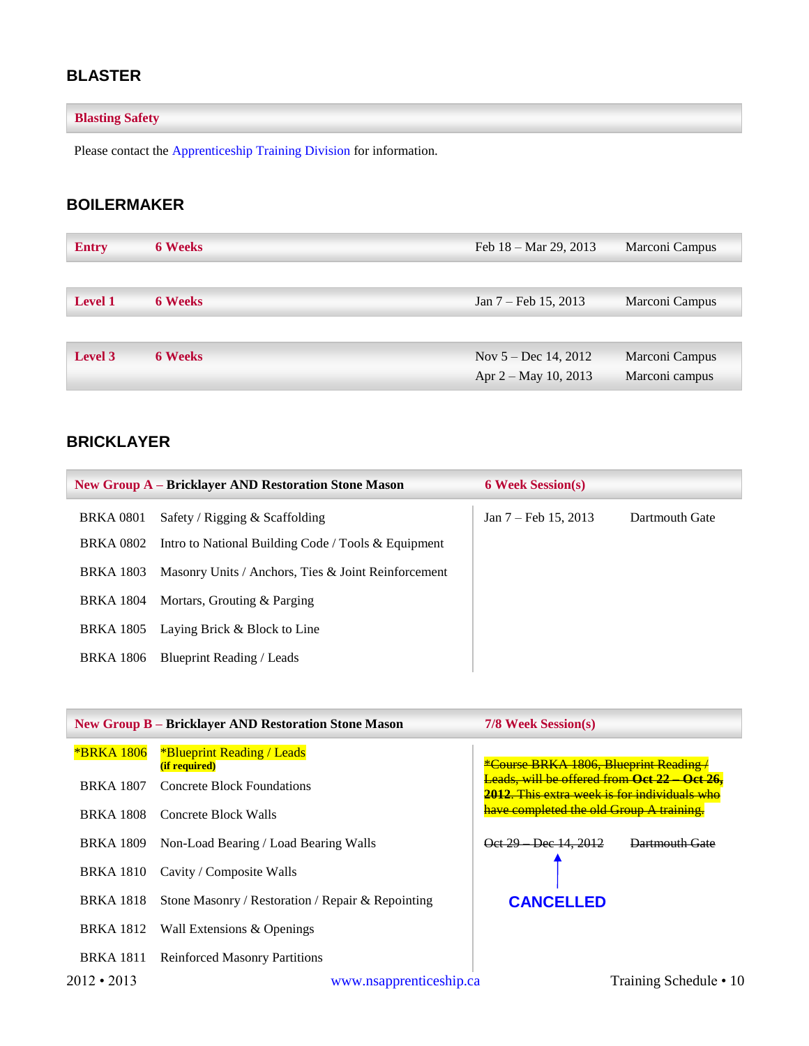## BLASTER

| Blasting Safety |
|---|
| Please contact the Apprenticeship Training Division for information. |

## BOILERMAKER

| Level | Duration | Dates | Location |
|---|---|---|---|
| Entry | 6 Weeks | Feb 18 – Mar 29, 2013 | Marconi Campus |
| Level 1 | 6 Weeks | Jan 7 – Feb 15, 2013 | Marconi Campus |
| Level 3 | 6 Weeks | Nov 5 – Dec 14, 2012<br>Apr 2 – May 10, 2013 | Marconi Campus<br>Marconi campus |

## BRICKLAYER

| New Group A – Bricklayer AND Restoration Stone Mason | | 6 Week Session(s) | |
|---|---|---|---|
| BRKA 0801 | Safety / Rigging & Scaffolding | Jan 7 – Feb 15, 2013 | Dartmouth Gate |
| BRKA 0802 | Intro to National Building Code / Tools & Equipment | | |
| BRKA 1803 | Masonry Units / Anchors, Ties & Joint Reinforcement | | |
| BRKA 1804 | Mortars, Grouting & Parging | | |
| BRKA 1805 | Laying Brick & Block to Line | | |
| BRKA 1806 | Blueprint Reading / Leads | | |

| New Group B – Bricklayer AND Restoration Stone Mason | | 7/8 Week Session(s) | |
|---|---|---|---|
| *BRKA 1806 | *Blueprint Reading / Leads **(if required)** | ~~*Course BRKA 1806, Blueprint Reading / Leads, will be offered from **Oct 22 – Oct 26, 2012**. This extra week is for individuals who have completed the old Group A training.~~ | |
| BRKA 1807 | Concrete Block Foundations | | |
| BRKA 1808 | Concrete Block Walls | ~~Oct 29 – Dec 14, 2012~~ | ~~Dartmouth Gate~~ |
| BRKA 1809 | Non-Load Bearing / Load Bearing Walls | | |
| BRKA 1810 | Cavity / Composite Walls | **CANCELLED** | |
| BRKA 1818 | Stone Masonry / Restoration / Repair & Repointing | | |
| BRKA 1812 | Wall Extensions & Openings | | |
| BRKA 1811 | Reinforced Masonry Partitions | | |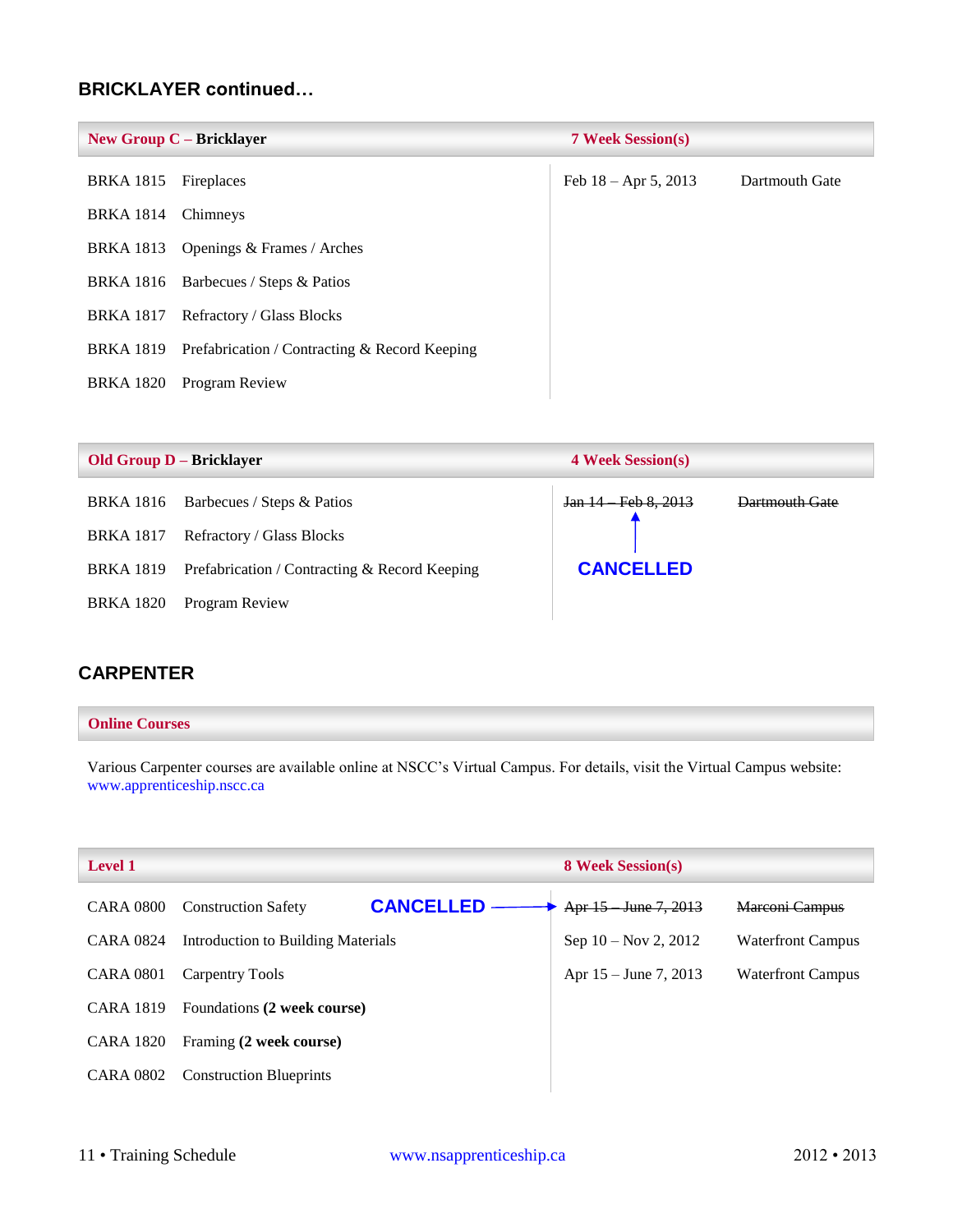## BRICKLAYER continued…

| New Group C – Bricklayer | | 7 Week Session(s) | |
|---|---|---|---|
| BRKA 1815 | Fireplaces | Feb 18 – Apr 5, 2013 | Dartmouth Gate |
| BRKA 1814 | Chimneys | | |
| BRKA 1813 | Openings & Frames / Arches | | |
| BRKA 1816 | Barbecues / Steps & Patios | | |
| BRKA 1817 | Refractory / Glass Blocks | | |
| BRKA 1819 | Prefabrication / Contracting & Record Keeping | | |
| BRKA 1820 | Program Review | | |

| Old Group D – Bricklayer | | 4 Week Session(s) | |
|---|---|---|---|
| BRKA 1816 | Barbecues / Steps & Patios | ~~Jan 14 – Feb 8, 2013~~ | ~~Dartmouth Gate~~ |
| BRKA 1817 | Refractory / Glass Blocks | **CANCELLED** | |
| BRKA 1819 | Prefabrication / Contracting & Record Keeping | | |
| BRKA 1820 | Program Review | | |

## CARPENTER

**Online Courses**

Various Carpenter courses are available online at NSCC's Virtual Campus. For details, visit the Virtual Campus website: www.apprenticeship.nscc.ca

| Level 1 | | 8 Week Session(s) | |
|---|---|---|---|
| CARA 0800 | Construction Safety | **CANCELLED** → ~~Apr 15 – June 7, 2013~~ | ~~Marconi Campus~~ |
| CARA 0824 | Introduction to Building Materials | Sep 10 – Nov 2, 2012 | Waterfront Campus |
| CARA 0801 | Carpentry Tools | Apr 15 – June 7, 2013 | Waterfront Campus |
| CARA 1819 | Foundations **(2 week course)** | | |
| CARA 1820 | Framing **(2 week course)** | | |
| CARA 0802 | Construction Blueprints | | |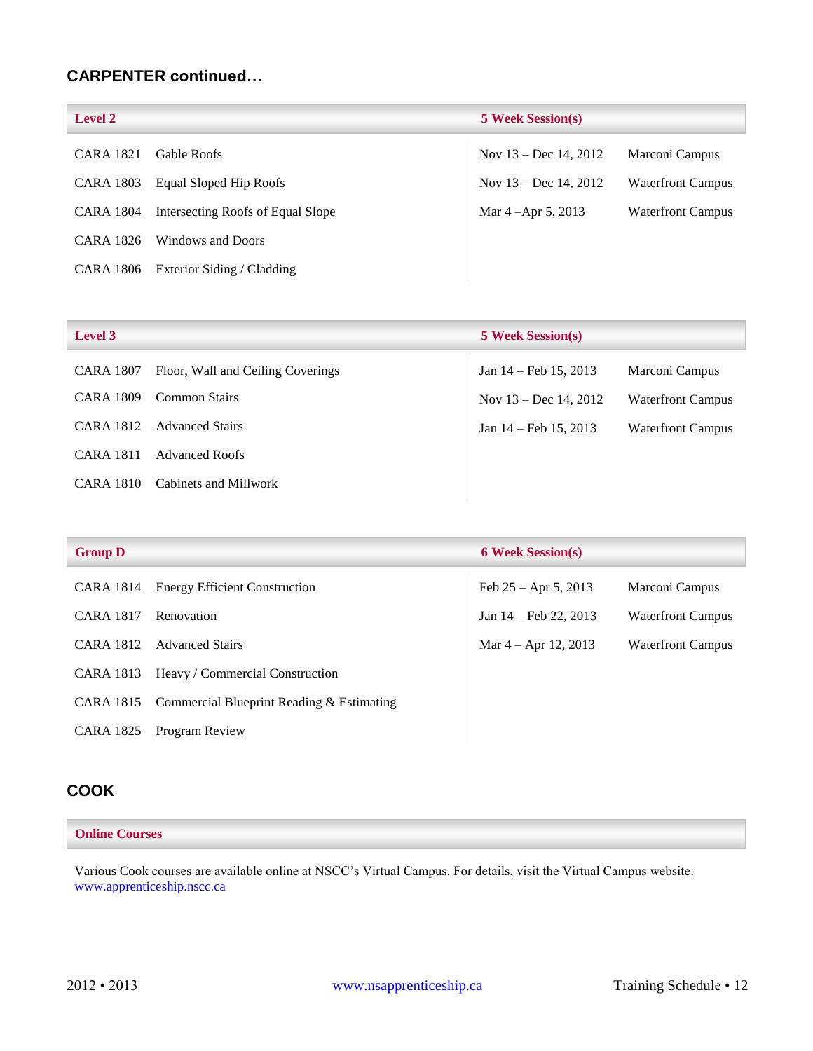## CARPENTER continued…

| Level 2 | | 5 Week Session(s) | |
|---|---|---|---|
| CARA 1821 | Gable Roofs | Nov 13 – Dec 14, 2012 | Marconi Campus |
| CARA 1803 | Equal Sloped Hip Roofs | Nov 13 – Dec 14, 2012 | Waterfront Campus |
| CARA 1804 | Intersecting Roofs of Equal Slope | Mar 4 –Apr 5, 2013 | Waterfront Campus |
| CARA 1826 | Windows and Doors | | |
| CARA 1806 | Exterior Siding / Cladding | | |

| Level 3 | | 5 Week Session(s) | |
|---|---|---|---|
| CARA 1807 | Floor, Wall and Ceiling Coverings | Jan 14 – Feb 15, 2013 | Marconi Campus |
| CARA 1809 | Common Stairs | Nov 13 – Dec 14, 2012 | Waterfront Campus |
| CARA 1812 | Advanced Stairs | Jan 14 – Feb 15, 2013 | Waterfront Campus |
| CARA 1811 | Advanced Roofs | | |
| CARA 1810 | Cabinets and Millwork | | |

| Group D | | 6 Week Session(s) | |
|---|---|---|---|
| CARA 1814 | Energy Efficient Construction | Feb 25 – Apr 5, 2013 | Marconi Campus |
| CARA 1817 | Renovation | Jan 14 – Feb 22, 2013 | Waterfront Campus |
| CARA 1812 | Advanced Stairs | Mar 4 – Apr 12, 2013 | Waterfront Campus |
| CARA 1813 | Heavy / Commercial Construction | | |
| CARA 1815 | Commercial Blueprint Reading & Estimating | | |
| CARA 1825 | Program Review | | |

## COOK

**Online Courses**

Various Cook courses are available online at NSCC's Virtual Campus. For details, visit the Virtual Campus website: www.apprenticeship.nscc.ca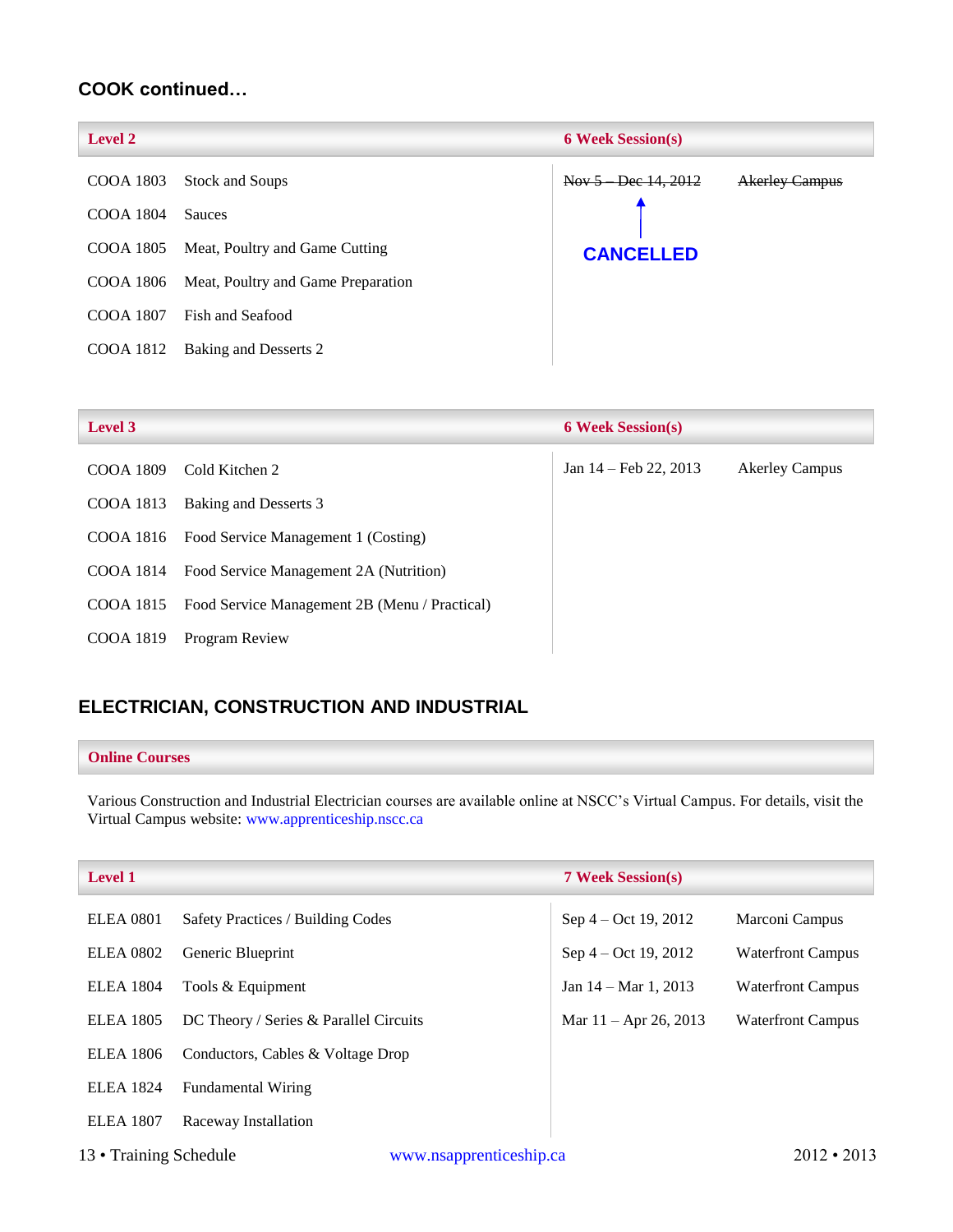## COOK continued…

| Level 2 | | 6 Week Session(s) | |
|---|---|---|---|
| COOA 1803 | Stock and Soups | ~~Nov 5 – Dec 14, 2012~~ | ~~Akerley Campus~~ |
| COOA 1804 | Sauces | CANCELLED | |
| COOA 1805 | Meat, Poultry and Game Cutting | | |
| COOA 1806 | Meat, Poultry and Game Preparation | | |
| COOA 1807 | Fish and Seafood | | |
| COOA 1812 | Baking and Desserts 2 | | |

| Level 3 | | 6 Week Session(s) | |
|---|---|---|---|
| COOA 1809 | Cold Kitchen 2 | Jan 14 – Feb 22, 2013 | Akerley Campus |
| COOA 1813 | Baking and Desserts 3 | | |
| COOA 1816 | Food Service Management 1 (Costing) | | |
| COOA 1814 | Food Service Management 2A (Nutrition) | | |
| COOA 1815 | Food Service Management 2B (Menu / Practical) | | |
| COOA 1819 | Program Review | | |

## ELECTRICIAN, CONSTRUCTION AND INDUSTRIAL

**Online Courses**

Various Construction and Industrial Electrician courses are available online at NSCC's Virtual Campus. For details, visit the Virtual Campus website: www.apprenticeship.nscc.ca

| Level 1 | | 7 Week Session(s) | |
|---|---|---|---|
| ELEA 0801 | Safety Practices / Building Codes | Sep 4 – Oct 19, 2012 | Marconi Campus |
| ELEA 0802 | Generic Blueprint | Sep 4 – Oct 19, 2012 | Waterfront Campus |
| ELEA 1804 | Tools & Equipment | Jan 14 – Mar 1, 2013 | Waterfront Campus |
| ELEA 1805 | DC Theory / Series & Parallel Circuits | Mar 11 – Apr 26, 2013 | Waterfront Campus |
| ELEA 1806 | Conductors, Cables & Voltage Drop | | |
| ELEA 1824 | Fundamental Wiring | | |
| ELEA 1807 | Raceway Installation | | |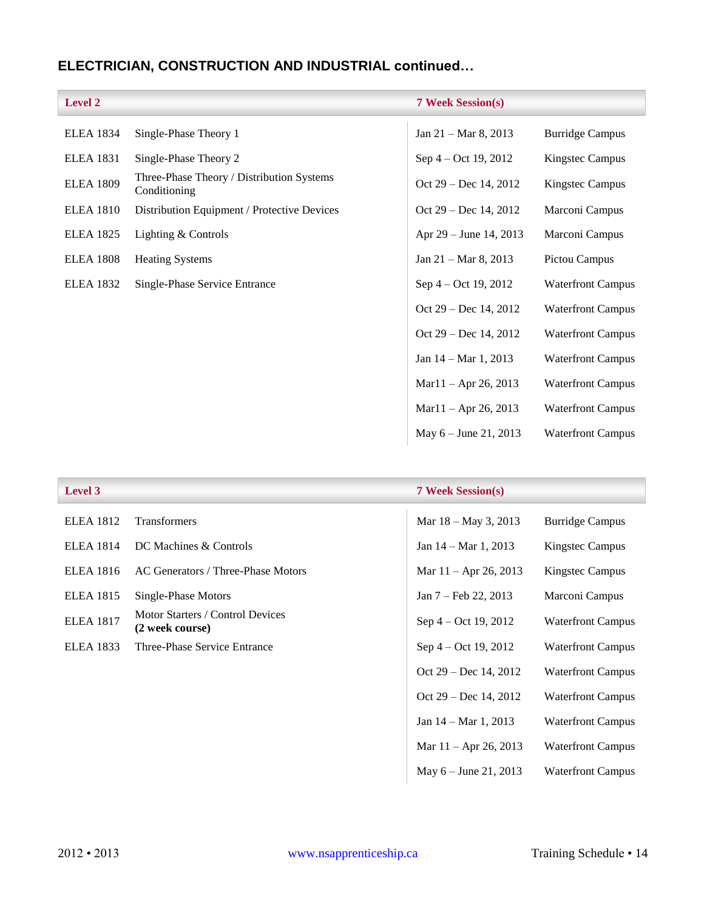## ELECTRICIAN, CONSTRUCTION AND INDUSTRIAL continued…

| Level 2 | | 7 Week Session(s) | |
|---|---|---|---|
| ELEA 1834 | Single-Phase Theory 1 | Jan 21 – Mar 8, 2013 | Burridge Campus |
| ELEA 1831 | Single-Phase Theory 2 | Sep 4 – Oct 19, 2012 | Kingstec Campus |
| ELEA 1809 | Three-Phase Theory / Distribution Systems Conditioning | Oct 29 – Dec 14, 2012 | Kingstec Campus |
| ELEA 1810 | Distribution Equipment / Protective Devices | Oct 29 – Dec 14, 2012 | Marconi Campus |
| ELEA 1825 | Lighting & Controls | Apr 29 – June 14, 2013 | Marconi Campus |
| ELEA 1808 | Heating Systems | Jan 21 – Mar 8, 2013 | Pictou Campus |
| ELEA 1832 | Single-Phase Service Entrance | Sep 4 – Oct 19, 2012 | Waterfront Campus |
| | | Oct 29 – Dec 14, 2012 | Waterfront Campus |
| | | Oct 29 – Dec 14, 2012 | Waterfront Campus |
| | | Jan 14 – Mar 1, 2013 | Waterfront Campus |
| | | Mar11 – Apr 26, 2013 | Waterfront Campus |
| | | Mar11 – Apr 26, 2013 | Waterfront Campus |
| | | May 6 – June 21, 2013 | Waterfront Campus |

| Level 3 | | 7 Week Session(s) | |
|---|---|---|---|
| ELEA 1812 | Transformers | Mar 18 – May 3, 2013 | Burridge Campus |
| ELEA 1814 | DC Machines & Controls | Jan 14 – Mar 1, 2013 | Kingstec Campus |
| ELEA 1816 | AC Generators / Three-Phase Motors | Mar 11 – Apr 26, 2013 | Kingstec Campus |
| ELEA 1815 | Single-Phase Motors | Jan 7 – Feb 22, 2013 | Marconi Campus |
| ELEA 1817 | Motor Starters / Control Devices **(2 week course)** | Sep 4 – Oct 19, 2012 | Waterfront Campus |
| ELEA 1833 | Three-Phase Service Entrance | Sep 4 – Oct 19, 2012 | Waterfront Campus |
| | | Oct 29 – Dec 14, 2012 | Waterfront Campus |
| | | Oct 29 – Dec 14, 2012 | Waterfront Campus |
| | | Jan 14 – Mar 1, 2013 | Waterfront Campus |
| | | Mar 11 – Apr 26, 2013 | Waterfront Campus |
| | | May 6 – June 21, 2013 | Waterfront Campus |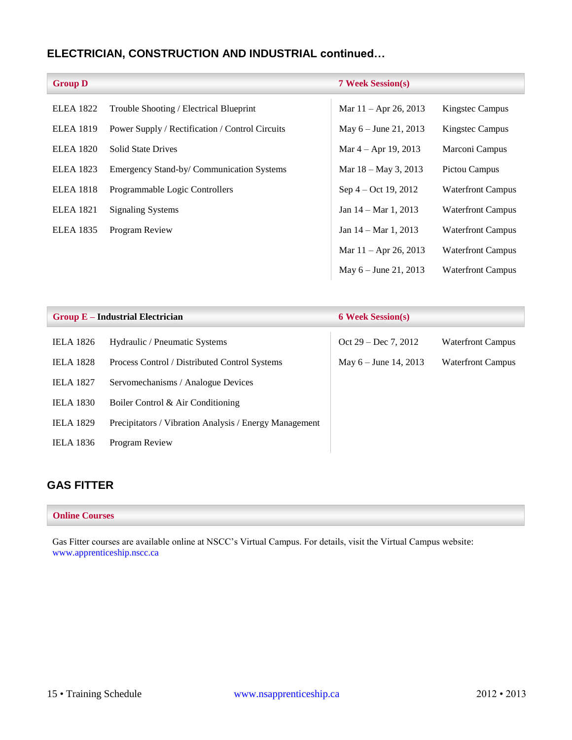## ELECTRICIAN, CONSTRUCTION AND INDUSTRIAL continued…

| Group D | | 7 Week Session(s) | |
|---|---|---|---|
| ELEA 1822 | Trouble Shooting / Electrical Blueprint | Mar 11 – Apr 26, 2013 | Kingstec Campus |
| ELEA 1819 | Power Supply / Rectification / Control Circuits | May 6 – June 21, 2013 | Kingstec Campus |
| ELEA 1820 | Solid State Drives | Mar 4 – Apr 19, 2013 | Marconi Campus |
| ELEA 1823 | Emergency Stand-by/ Communication Systems | Mar 18 – May 3, 2013 | Pictou Campus |
| ELEA 1818 | Programmable Logic Controllers | Sep 4 – Oct 19, 2012 | Waterfront Campus |
| ELEA 1821 | Signaling Systems | Jan 14 – Mar 1, 2013 | Waterfront Campus |
| ELEA 1835 | Program Review | Jan 14 – Mar 1, 2013 | Waterfront Campus |
| | | Mar 11 – Apr 26, 2013 | Waterfront Campus |
| | | May 6 – June 21, 2013 | Waterfront Campus |

| Group E – Industrial Electrician | | 6 Week Session(s) | |
|---|---|---|---|
| IELA 1826 | Hydraulic / Pneumatic Systems | Oct 29 – Dec 7, 2012 | Waterfront Campus |
| IELA 1828 | Process Control / Distributed Control Systems | May 6 – June 14, 2013 | Waterfront Campus |
| IELA 1827 | Servomechanisms / Analogue Devices | | |
| IELA 1830 | Boiler Control & Air Conditioning | | |
| IELA 1829 | Precipitators / Vibration Analysis / Energy Management | | |
| IELA 1836 | Program Review | | |

## GAS FITTER

**Online Courses**

Gas Fitter courses are available online at NSCC's Virtual Campus. For details, visit the Virtual Campus website: www.apprenticeship.nscc.ca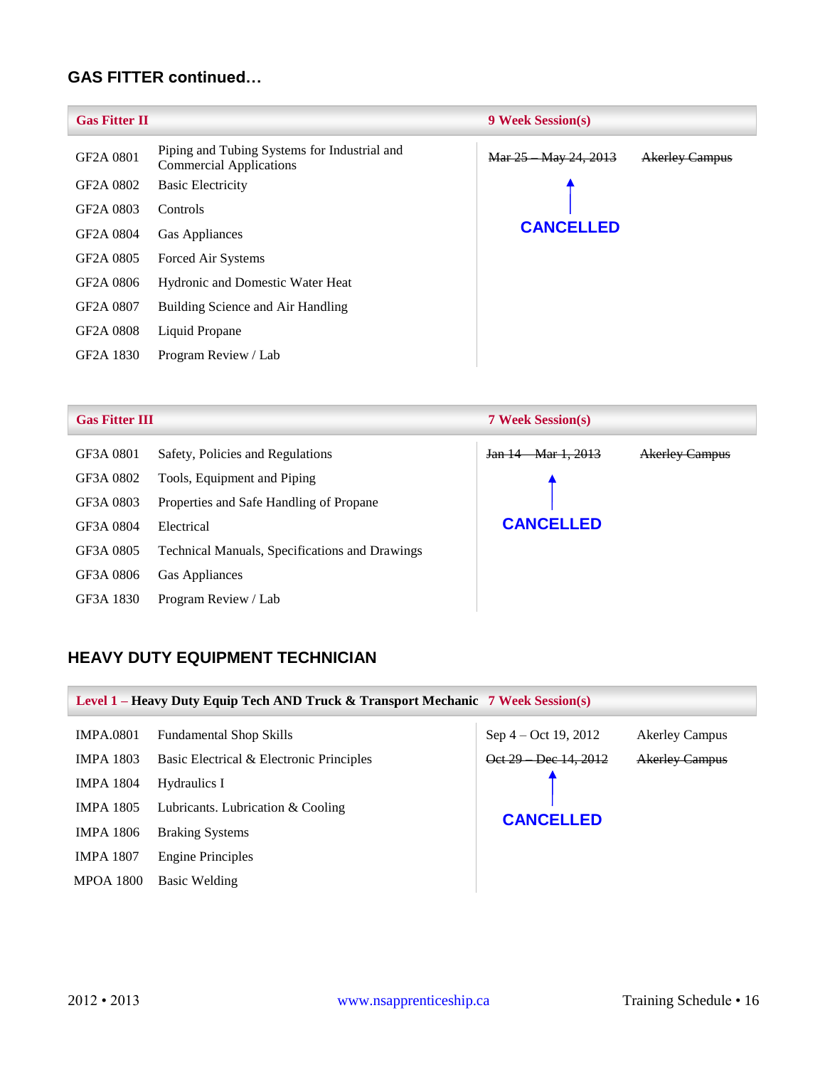## GAS FITTER continued…

| Gas Fitter II | | 9 Week Session(s) | |
|---|---|---|---|
| GF2A 0801 | Piping and Tubing Systems for Industrial and Commercial Applications | ~~Mar 25 – May 24, 2013~~ | ~~Akerley Campus~~ |
| GF2A 0802 | Basic Electricity | CANCELLED | |
| GF2A 0803 | Controls | | |
| GF2A 0804 | Gas Appliances | | |
| GF2A 0805 | Forced Air Systems | | |
| GF2A 0806 | Hydronic and Domestic Water Heat | | |
| GF2A 0807 | Building Science and Air Handling | | |
| GF2A 0808 | Liquid Propane | | |
| GF2A 1830 | Program Review / Lab | | |

| Gas Fitter III | | 7 Week Session(s) | |
|---|---|---|---|
| GF3A 0801 | Safety, Policies and Regulations | ~~Jan 14 – Mar 1, 2013~~ | ~~Akerley Campus~~ |
| GF3A 0802 | Tools, Equipment and Piping | CANCELLED | |
| GF3A 0803 | Properties and Safe Handling of Propane | | |
| GF3A 0804 | Electrical | | |
| GF3A 0805 | Technical Manuals, Specifications and Drawings | | |
| GF3A 0806 | Gas Appliances | | |
| GF3A 1830 | Program Review / Lab | | |

## HEAVY DUTY EQUIPMENT TECHNICIAN

| Level 1 – Heavy Duty Equip Tech AND Truck & Transport Mechanic | | 7 Week Session(s) | |
|---|---|---|---|
| IMPA.0801 | Fundamental Shop Skills | Sep 4 – Oct 19, 2012 | Akerley Campus |
| IMPA 1803 | Basic Electrical & Electronic Principles | ~~Oct 29 – Dec 14, 2012~~ | ~~Akerley Campus~~ |
| IMPA 1804 | Hydraulics I | CANCELLED | |
| IMPA 1805 | Lubricants. Lubrication & Cooling | | |
| IMPA 1806 | Braking Systems | | |
| IMPA 1807 | Engine Principles | | |
| MPOA 1800 | Basic Welding | | |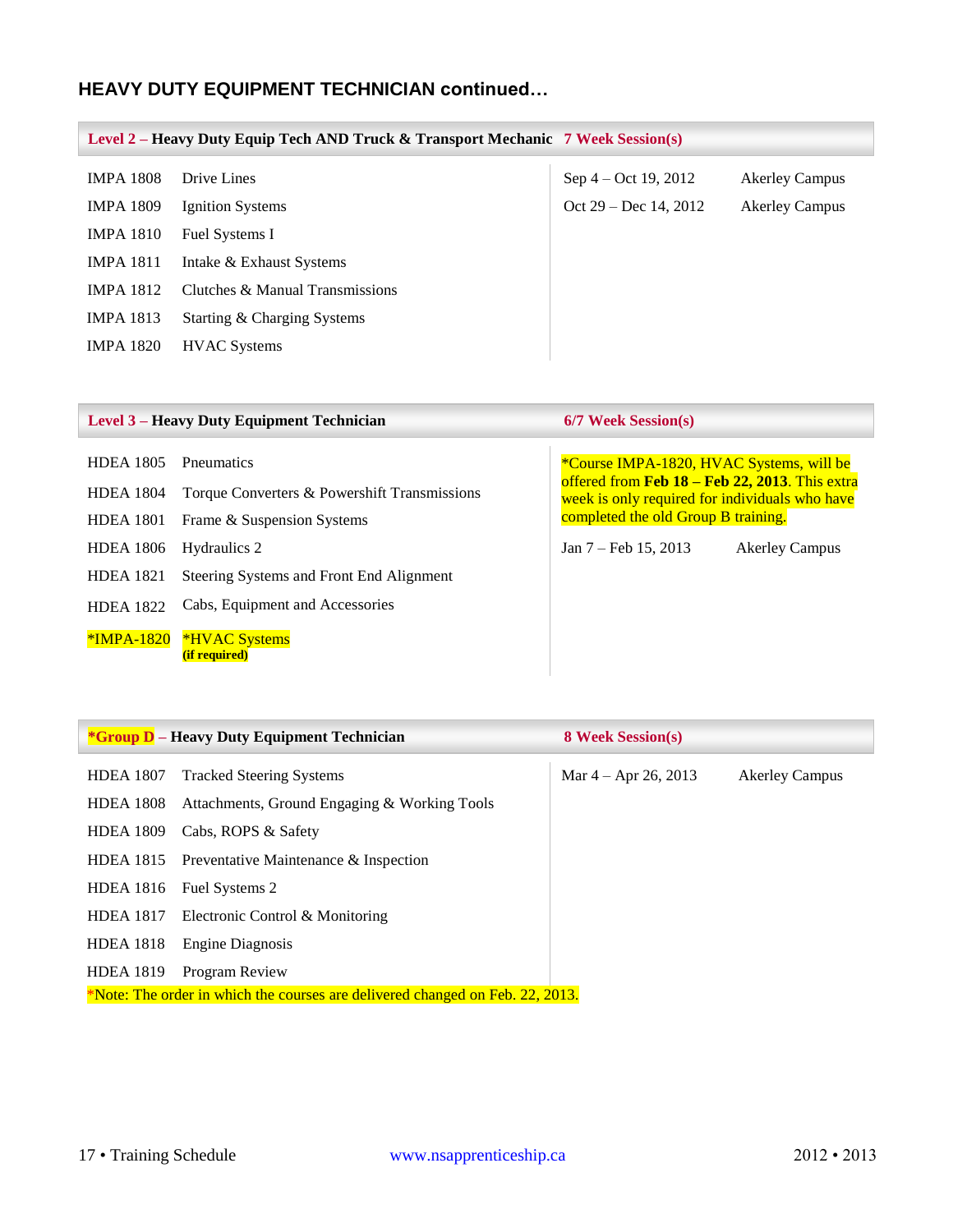## HEAVY DUTY EQUIPMENT TECHNICIAN continued…

| Level 2 – Heavy Duty Equip Tech AND Truck & Transport Mechanic | | 7 Week Session(s) | |
|---|---|---|---|
| IMPA 1808 | Drive Lines | Sep 4 – Oct 19, 2012 | Akerley Campus |
| IMPA 1809 | Ignition Systems | Oct 29 – Dec 14, 2012 | Akerley Campus |
| IMPA 1810 | Fuel Systems I | | |
| IMPA 1811 | Intake & Exhaust Systems | | |
| IMPA 1812 | Clutches & Manual Transmissions | | |
| IMPA 1813 | Starting & Charging Systems | | |
| IMPA 1820 | HVAC Systems | | |

| Level 3 – Heavy Duty Equipment Technician | | 6/7 Week Session(s) | |
|---|---|---|---|
| HDEA 1805 | Pneumatics | *Course IMPA-1820, HVAC Systems, will be offered from **Feb 18 – Feb 22, 2013**. This extra week is only required for individuals who have completed the old Group B training. | |
| HDEA 1804 | Torque Converters & Powershift Transmissions | Jan 7 – Feb 15, 2013 | Akerley Campus |
| HDEA 1801 | Frame & Suspension Systems | | |
| HDEA 1806 | Hydraulics 2 | | |
| HDEA 1821 | Steering Systems and Front End Alignment | | |
| HDEA 1822 | Cabs, Equipment and Accessories | | |
| *IMPA-1820 | *HVAC Systems **(if required)** | | |

| *Group D – Heavy Duty Equipment Technician | | 8 Week Session(s) | |
|---|---|---|---|
| HDEA 1807 | Tracked Steering Systems | Mar 4 – Apr 26, 2013 | Akerley Campus |
| HDEA 1808 | Attachments, Ground Engaging & Working Tools | | |
| HDEA 1809 | Cabs, ROPS & Safety | | |
| HDEA 1815 | Preventative Maintenance & Inspection | | |
| HDEA 1816 | Fuel Systems 2 | | |
| HDEA 1817 | Electronic Control & Monitoring | | |
| HDEA 1818 | Engine Diagnosis | | |
| HDEA 1819 | Program Review | | |

*Note: The order in which the courses are delivered changed on Feb. 22, 2013.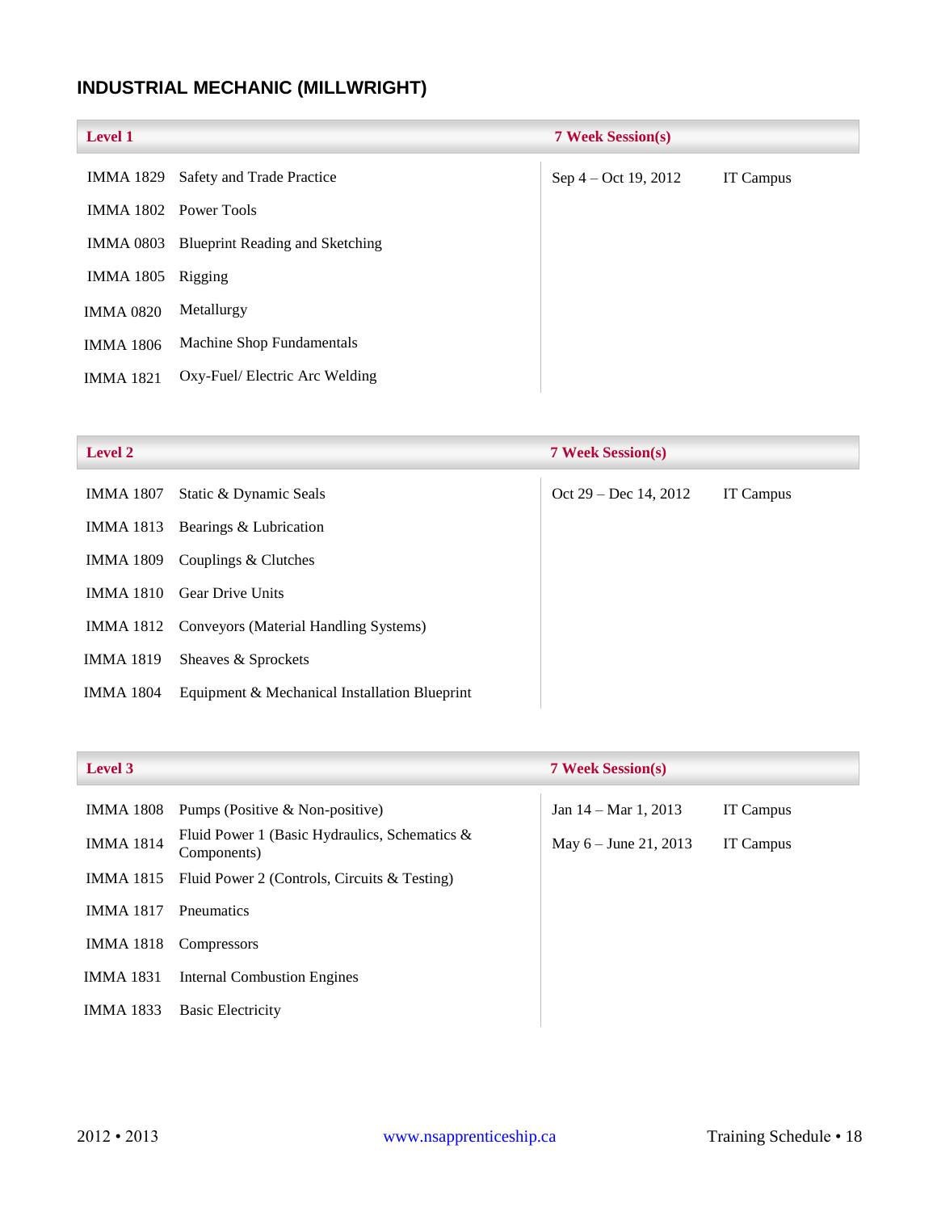## INDUSTRIAL MECHANIC (MILLWRIGHT)

| Level 1 | | 7 Week Session(s) | |
|---|---|---|---|
| IMMA 1829 | Safety and Trade Practice | Sep 4 – Oct 19, 2012 | IT Campus |
| IMMA 1802 | Power Tools | | |
| IMMA 0803 | Blueprint Reading and Sketching | | |
| IMMA 1805 | Rigging | | |
| IMMA 0820 | Metallurgy | | |
| IMMA 1806 | Machine Shop Fundamentals | | |
| IMMA 1821 | Oxy-Fuel/ Electric Arc Welding | | |

| Level 2 | | 7 Week Session(s) | |
|---|---|---|---|
| IMMA 1807 | Static & Dynamic Seals | Oct 29 – Dec 14, 2012 | IT Campus |
| IMMA 1813 | Bearings & Lubrication | | |
| IMMA 1809 | Couplings & Clutches | | |
| IMMA 1810 | Gear Drive Units | | |
| IMMA 1812 | Conveyors (Material Handling Systems) | | |
| IMMA 1819 | Sheaves & Sprockets | | |
| IMMA 1804 | Equipment & Mechanical Installation Blueprint | | |

| Level 3 | | 7 Week Session(s) | |
|---|---|---|---|
| IMMA 1808 | Pumps (Positive & Non-positive) | Jan 14 – Mar 1, 2013 | IT Campus |
| IMMA 1814 | Fluid Power 1 (Basic Hydraulics, Schematics & Components) | May 6 – June 21, 2013 | IT Campus |
| IMMA 1815 | Fluid Power 2 (Controls, Circuits & Testing) | | |
| IMMA 1817 | Pneumatics | | |
| IMMA 1818 | Compressors | | |
| IMMA 1831 | Internal Combustion Engines | | |
| IMMA 1833 | Basic Electricity | | |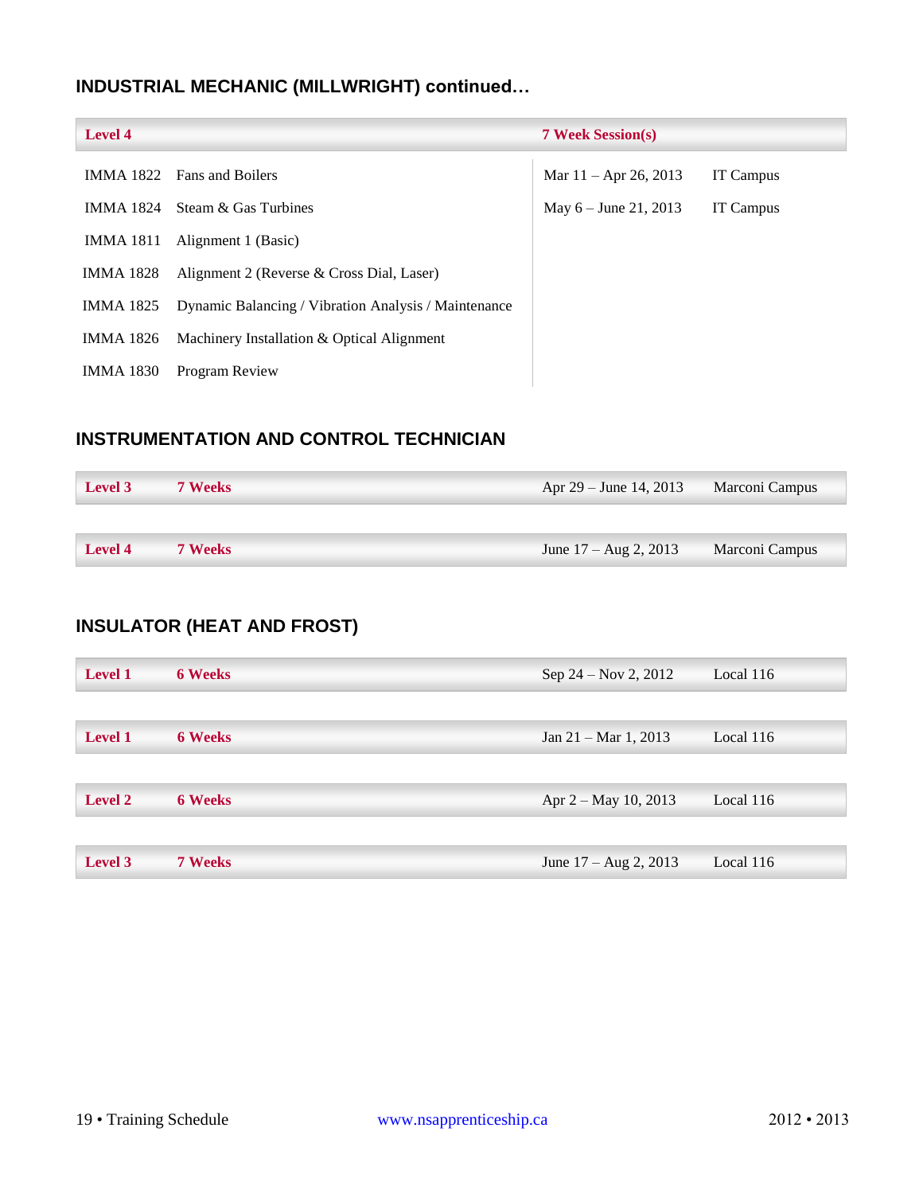## INDUSTRIAL MECHANIC (MILLWRIGHT) continued…

| Level 4 | | 7 Week Session(s) | |
|---|---|---|---|
| IMMA 1822 | Fans and Boilers | Mar 11 – Apr 26, 2013 | IT Campus |
| IMMA 1824 | Steam & Gas Turbines | May 6 – June 21, 2013 | IT Campus |
| IMMA 1811 | Alignment 1 (Basic) | | |
| IMMA 1828 | Alignment 2 (Reverse & Cross Dial, Laser) | | |
| IMMA 1825 | Dynamic Balancing / Vibration Analysis / Maintenance | | |
| IMMA 1826 | Machinery Installation & Optical Alignment | | |
| IMMA 1830 | Program Review | | |

## INSTRUMENTATION AND CONTROL TECHNICIAN

| Level | Duration | Dates | Location |
|---|---|---|---|
| Level 3 | 7 Weeks | Apr 29 – June 14, 2013 | Marconi Campus |
| Level 4 | 7 Weeks | June 17 – Aug 2, 2013 | Marconi Campus |

## INSULATOR (HEAT AND FROST)

| Level | Duration | Dates | Location |
|---|---|---|---|
| Level 1 | 6 Weeks | Sep 24 – Nov 2, 2012 | Local 116 |
| Level 1 | 6 Weeks | Jan 21 – Mar 1, 2013 | Local 116 |
| Level 2 | 6 Weeks | Apr 2 – May 10, 2013 | Local 116 |
| Level 3 | 7 Weeks | June 17 – Aug 2, 2013 | Local 116 |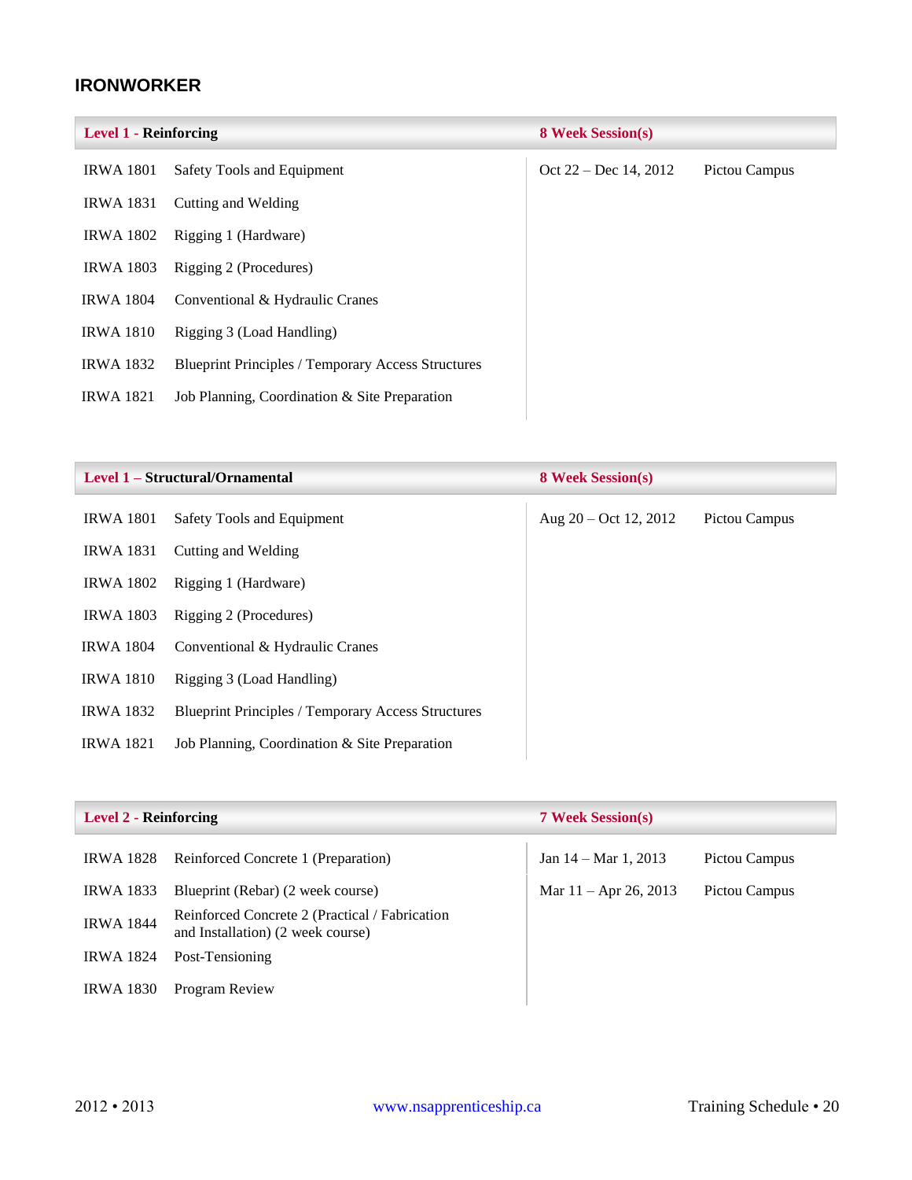## IRONWORKER

| Level 1 - Reinforcing | | 8 Week Session(s) | |
|---|---|---|---|
| IRWA 1801 | Safety Tools and Equipment | Oct 22 – Dec 14, 2012 | Pictou Campus |
| IRWA 1831 | Cutting and Welding | | |
| IRWA 1802 | Rigging 1 (Hardware) | | |
| IRWA 1803 | Rigging 2 (Procedures) | | |
| IRWA 1804 | Conventional & Hydraulic Cranes | | |
| IRWA 1810 | Rigging 3 (Load Handling) | | |
| IRWA 1832 | Blueprint Principles / Temporary Access Structures | | |
| IRWA 1821 | Job Planning, Coordination & Site Preparation | | |

| Level 1 – Structural/Ornamental | | 8 Week Session(s) | |
|---|---|---|---|
| IRWA 1801 | Safety Tools and Equipment | Aug 20 – Oct 12, 2012 | Pictou Campus |
| IRWA 1831 | Cutting and Welding | | |
| IRWA 1802 | Rigging 1 (Hardware) | | |
| IRWA 1803 | Rigging 2 (Procedures) | | |
| IRWA 1804 | Conventional & Hydraulic Cranes | | |
| IRWA 1810 | Rigging 3 (Load Handling) | | |
| IRWA 1832 | Blueprint Principles / Temporary Access Structures | | |
| IRWA 1821 | Job Planning, Coordination & Site Preparation | | |

| Level 2 - Reinforcing | | 7 Week Session(s) | |
|---|---|---|---|
| IRWA 1828 | Reinforced Concrete 1 (Preparation) | Jan 14 – Mar 1, 2013 | Pictou Campus |
| IRWA 1833 | Blueprint (Rebar) (2 week course) | Mar 11 – Apr 26, 2013 | Pictou Campus |
| IRWA 1844 | Reinforced Concrete 2 (Practical / Fabrication and Installation) (2 week course) | | |
| IRWA 1824 | Post-Tensioning | | |
| IRWA 1830 | Program Review | | |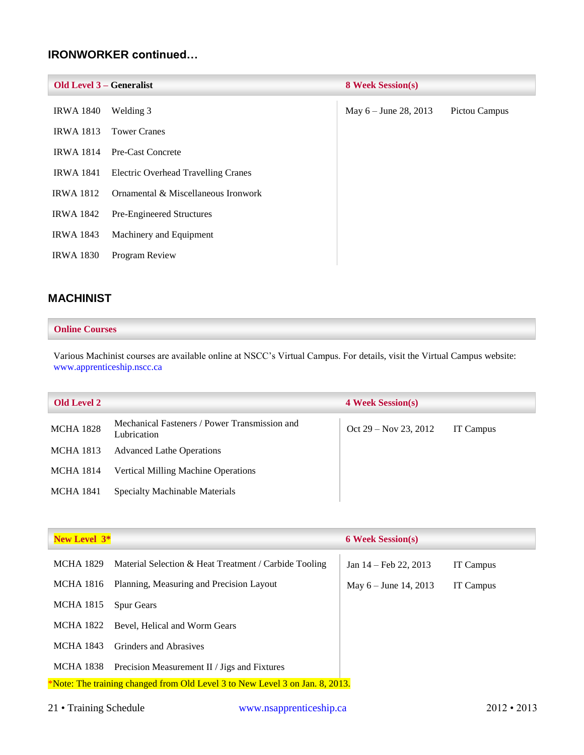## IRONWORKER continued…

| Old Level 3 – Generalist | | 8 Week Session(s) | |
|---|---|---|---|
| IRWA 1840 | Welding 3 | May 6 – June 28, 2013 | Pictou Campus |
| IRWA 1813 | Tower Cranes | | |
| IRWA 1814 | Pre-Cast Concrete | | |
| IRWA 1841 | Electric Overhead Travelling Cranes | | |
| IRWA 1812 | Ornamental & Miscellaneous Ironwork | | |
| IRWA 1842 | Pre-Engineered Structures | | |
| IRWA 1843 | Machinery and Equipment | | |
| IRWA 1830 | Program Review | | |

## MACHINIST

**Online Courses**

Various Machinist courses are available online at NSCC's Virtual Campus. For details, visit the Virtual Campus website: www.apprenticeship.nscc.ca

| Old Level 2 | | 4 Week Session(s) | |
|---|---|---|---|
| MCHA 1828 | Mechanical Fasteners / Power Transmission and Lubrication | Oct 29 – Nov 23, 2012 | IT Campus |
| MCHA 1813 | Advanced Lathe Operations | | |
| MCHA 1814 | Vertical Milling Machine Operations | | |
| MCHA 1841 | Specialty Machinable Materials | | |

| New Level 3* | | 6 Week Session(s) | |
|---|---|---|---|
| MCHA 1829 | Material Selection & Heat Treatment / Carbide Tooling | Jan 14 – Feb 22, 2013 | IT Campus |
| MCHA 1816 | Planning, Measuring and Precision Layout | May 6 – June 14, 2013 | IT Campus |
| MCHA 1815 | Spur Gears | | |
| MCHA 1822 | Bevel, Helical and Worm Gears | | |
| MCHA 1843 | Grinders and Abrasives | | |
| MCHA 1838 | Precision Measurement II / Jigs and Fixtures | | |

*Note: The training changed from Old Level 3 to New Level 3 on Jan. 8, 2013.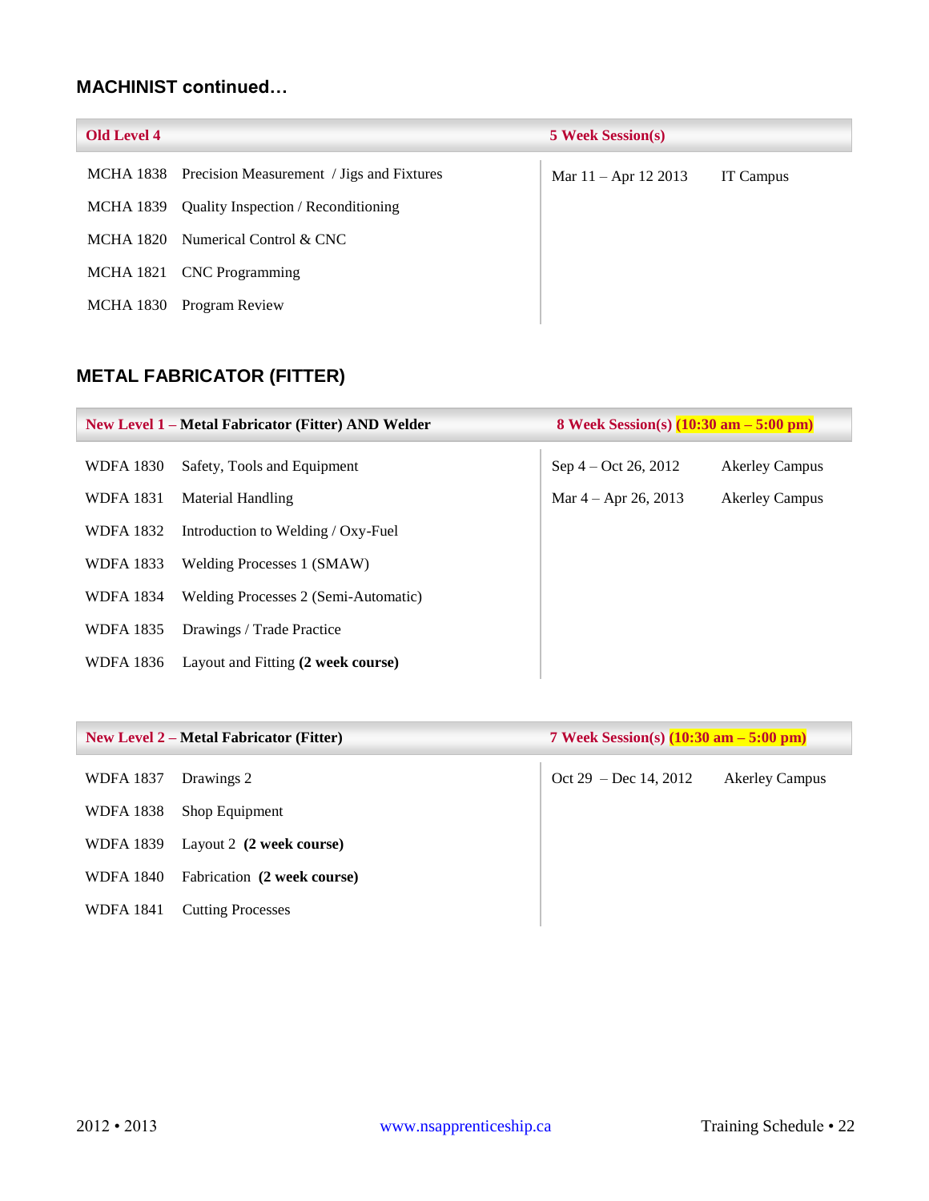## MACHINIST continued…

| Old Level 4 | | 5 Week Session(s) | |
|---|---|---|---|
| MCHA 1838 | Precision Measurement / Jigs and Fixtures | Mar 11 – Apr 12 2013 | IT Campus |
| MCHA 1839 | Quality Inspection / Reconditioning | | |
| MCHA 1820 | Numerical Control & CNC | | |
| MCHA 1821 | CNC Programming | | |
| MCHA 1830 | Program Review | | |

## METAL FABRICATOR (FITTER)

| New Level 1 – **Metal Fabricator (Fitter) AND Welder** | | 8 Week Session(s) **(10:30 am – 5:00 pm)** | |
|---|---|---|---|
| WDFA 1830 | Safety, Tools and Equipment | Sep 4 – Oct 26, 2012 | Akerley Campus |
| WDFA 1831 | Material Handling | Mar 4 – Apr 26, 2013 | Akerley Campus |
| WDFA 1832 | Introduction to Welding / Oxy-Fuel | | |
| WDFA 1833 | Welding Processes 1 (SMAW) | | |
| WDFA 1834 | Welding Processes 2 (Semi-Automatic) | | |
| WDFA 1835 | Drawings / Trade Practice | | |
| WDFA 1836 | Layout and Fitting **(2 week course)** | | |

| New Level 2 – **Metal Fabricator (Fitter)** | | 7 Week Session(s) **(10:30 am – 5:00 pm)** | |
|---|---|---|---|
| WDFA 1837 | Drawings 2 | Oct 29 – Dec 14, 2012 | Akerley Campus |
| WDFA 1838 | Shop Equipment | | |
| WDFA 1839 | Layout 2 **(2 week course)** | | |
| WDFA 1840 | Fabrication **(2 week course)** | | |
| WDFA 1841 | Cutting Processes | | |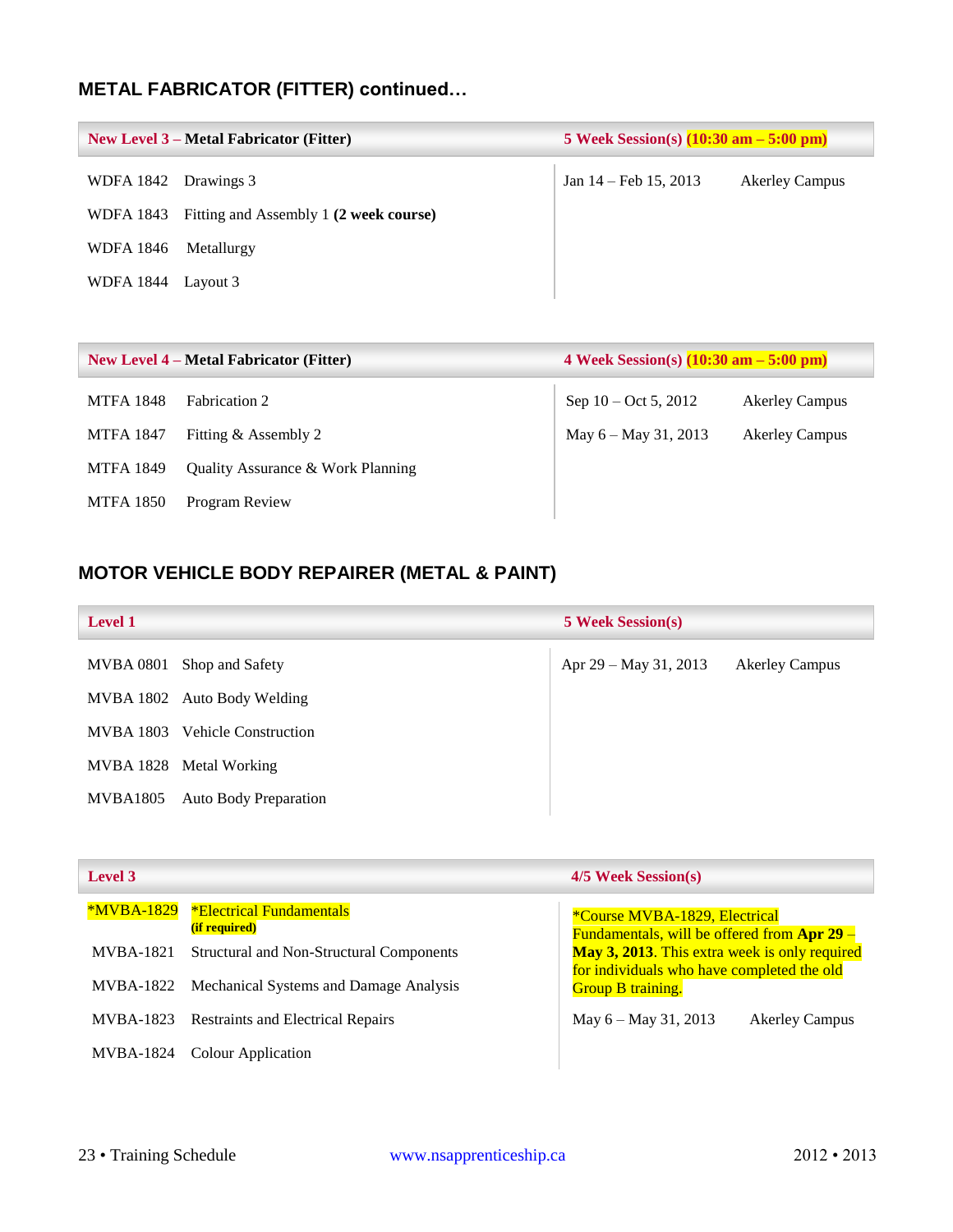## METAL FABRICATOR (FITTER) continued…

| **New Level 3 – Metal Fabricator (Fitter)** | | **5 Week Session(s) (10:30 am – 5:00 pm)** | |
|---|---|---|---|
| WDFA 1842 | Drawings 3 | Jan 14 – Feb 15, 2013 | Akerley Campus |
| WDFA 1843 | Fitting and Assembly 1 **(2 week course)** | | |
| WDFA 1846 | Metallurgy | | |
| WDFA 1844 | Layout 3 | | |

| **New Level 4 – Metal Fabricator (Fitter)** | | **4 Week Session(s) (10:30 am – 5:00 pm)** | |
|---|---|---|---|
| MTFA 1848 | Fabrication 2 | Sep 10 – Oct 5, 2012 | Akerley Campus |
| MTFA 1847 | Fitting & Assembly 2 | May 6 – May 31, 2013 | Akerley Campus |
| MTFA 1849 | Quality Assurance & Work Planning | | |
| MTFA 1850 | Program Review | | |

## MOTOR VEHICLE BODY REPAIRER (METAL & PAINT)

| **Level 1** | | **5 Week Session(s)** | |
|---|---|---|---|
| MVBA 0801 | Shop and Safety | Apr 29 – May 31, 2013 | Akerley Campus |
| MVBA 1802 | Auto Body Welding | | |
| MVBA 1803 | Vehicle Construction | | |
| MVBA 1828 | Metal Working | | |
| MVBA1805 | Auto Body Preparation | | |

| **Level 3** | | **4/5 Week Session(s)** | |
|---|---|---|---|
| *MVBA-1829 | *Electrical Fundamentals **(if required)** | *Course MVBA-1829, Electrical Fundamentals, will be offered from **Apr 29 – May 3, 2013**. This extra week is only required for individuals who have completed the old Group B training. | |
| MVBA-1821 | Structural and Non-Structural Components | May 6 – May 31, 2013 | Akerley Campus |
| MVBA-1822 | Mechanical Systems and Damage Analysis | | |
| MVBA-1823 | Restraints and Electrical Repairs | | |
| MVBA-1824 | Colour Application | | |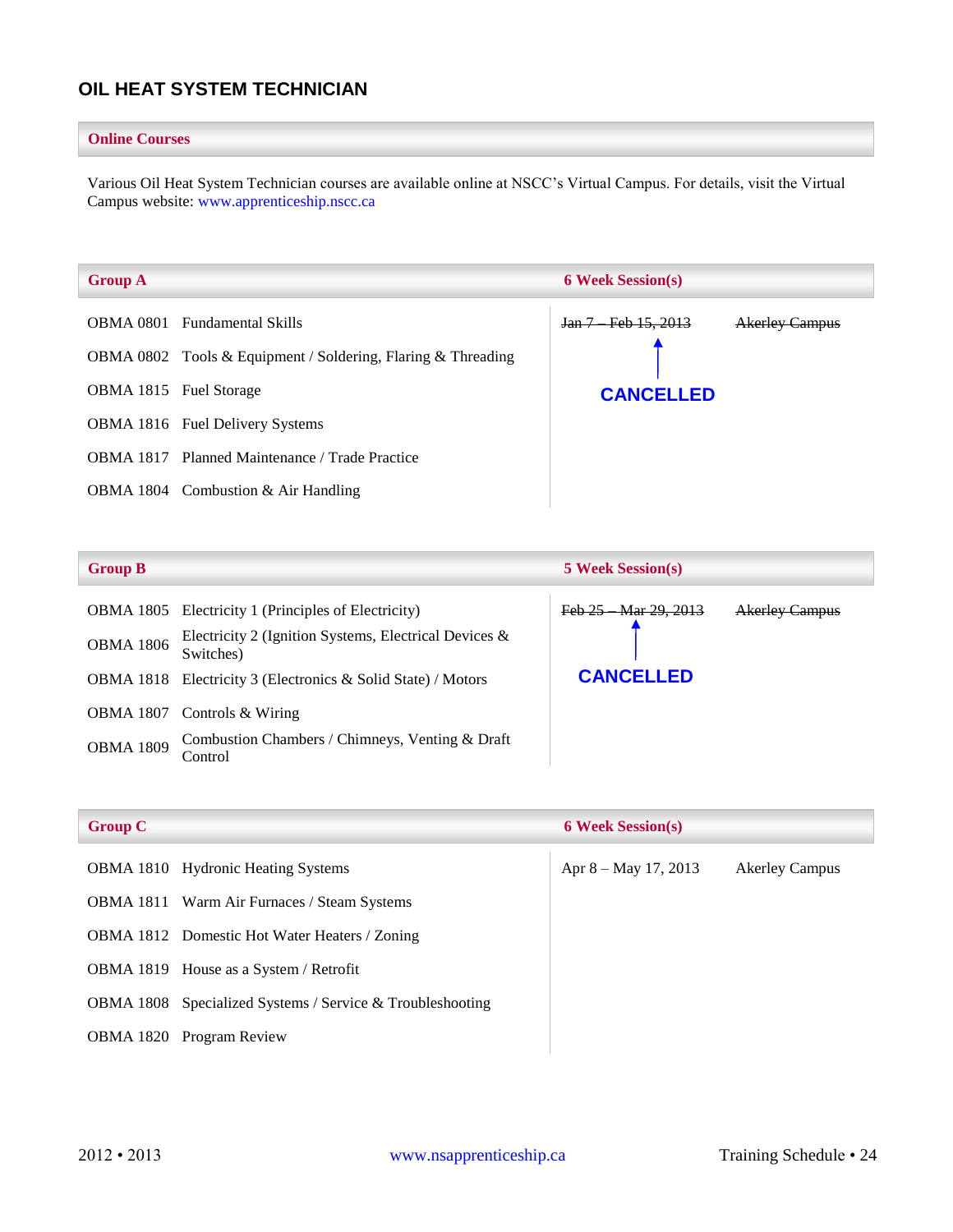## OIL HEAT SYSTEM TECHNICIAN

**Online Courses**

Various Oil Heat System Technician courses are available online at NSCC's Virtual Campus. For details, visit the Virtual Campus website: www.apprenticeship.nscc.ca

| Group A | | 6 Week Session(s) | |
|---|---|---|---|
| OBMA 0801 | Fundamental Skills | ~~Jan 7 – Feb 15, 2013~~ CANCELLED | ~~Akerley Campus~~ |
| OBMA 0802 | Tools & Equipment / Soldering, Flaring & Threading | | |
| OBMA 1815 | Fuel Storage | | |
| OBMA 1816 | Fuel Delivery Systems | | |
| OBMA 1817 | Planned Maintenance / Trade Practice | | |
| OBMA 1804 | Combustion & Air Handling | | |

| Group B | | 5 Week Session(s) | |
|---|---|---|---|
| OBMA 1805 | Electricity 1 (Principles of Electricity) | ~~Feb 25 – Mar 29, 2013~~ CANCELLED | ~~Akerley Campus~~ |
| OBMA 1806 | Electricity 2 (Ignition Systems, Electrical Devices & Switches) | | |
| OBMA 1818 | Electricity 3 (Electronics & Solid State) / Motors | | |
| OBMA 1807 | Controls & Wiring | | |
| OBMA 1809 | Combustion Chambers / Chimneys, Venting & Draft Control | | |

| Group C | | 6 Week Session(s) | |
|---|---|---|---|
| OBMA 1810 | Hydronic Heating Systems | Apr 8 – May 17, 2013 | Akerley Campus |
| OBMA 1811 | Warm Air Furnaces / Steam Systems | | |
| OBMA 1812 | Domestic Hot Water Heaters / Zoning | | |
| OBMA 1819 | House as a System / Retrofit | | |
| OBMA 1808 | Specialized Systems / Service & Troubleshooting | | |
| OBMA 1820 | Program Review | | |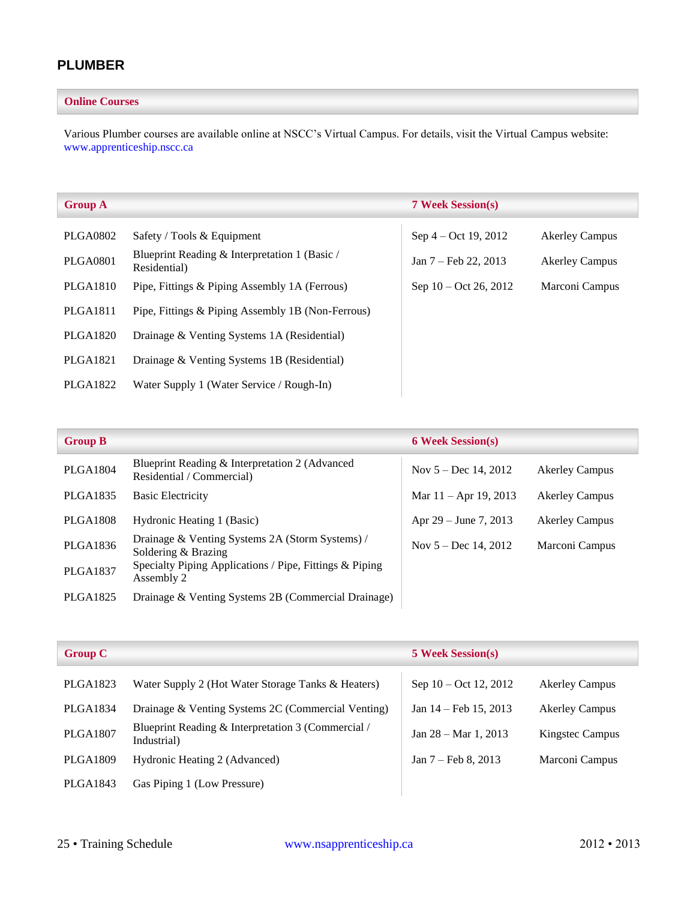## PLUMBER

### Online Courses

Various Plumber courses are available online at NSCC's Virtual Campus. For details, visit the Virtual Campus website: www.apprenticeship.nscc.ca

| Group A | | 7 Week Session(s) | |
|---|---|---|---|
| PLGA0802 | Safety / Tools & Equipment | Sep 4 – Oct 19, 2012 | Akerley Campus |
| PLGA0801 | Blueprint Reading & Interpretation 1 (Basic / Residential) | Jan 7 – Feb 22, 2013 | Akerley Campus |
| PLGA1810 | Pipe, Fittings & Piping Assembly 1A (Ferrous) | Sep 10 – Oct 26, 2012 | Marconi Campus |
| PLGA1811 | Pipe, Fittings & Piping Assembly 1B (Non-Ferrous) | | |
| PLGA1820 | Drainage & Venting Systems 1A (Residential) | | |
| PLGA1821 | Drainage & Venting Systems 1B (Residential) | | |
| PLGA1822 | Water Supply 1 (Water Service / Rough-In) | | |

| Group B | | 6 Week Session(s) | |
|---|---|---|---|
| PLGA1804 | Blueprint Reading & Interpretation 2 (Advanced Residential / Commercial) | Nov 5 – Dec 14, 2012 | Akerley Campus |
| PLGA1835 | Basic Electricity | Mar 11 – Apr 19, 2013 | Akerley Campus |
| PLGA1808 | Hydronic Heating 1 (Basic) | Apr 29 – June 7, 2013 | Akerley Campus |
| PLGA1836 | Drainage & Venting Systems 2A (Storm Systems) / Soldering & Brazing | Nov 5 – Dec 14, 2012 | Marconi Campus |
| PLGA1837 | Specialty Piping Applications / Pipe, Fittings & Piping Assembly 2 | | |
| PLGA1825 | Drainage & Venting Systems 2B (Commercial Drainage) | | |

| Group C | | 5 Week Session(s) | |
|---|---|---|---|
| PLGA1823 | Water Supply 2 (Hot Water Storage Tanks & Heaters) | Sep 10 – Oct 12, 2012 | Akerley Campus |
| PLGA1834 | Drainage & Venting Systems 2C (Commercial Venting) | Jan 14 – Feb 15, 2013 | Akerley Campus |
| PLGA1807 | Blueprint Reading & Interpretation 3 (Commercial / Industrial) | Jan 28 – Mar 1, 2013 | Kingstec Campus |
| PLGA1809 | Hydronic Heating 2 (Advanced) | Jan 7 – Feb 8, 2013 | Marconi Campus |
| PLGA1843 | Gas Piping 1 (Low Pressure) | | |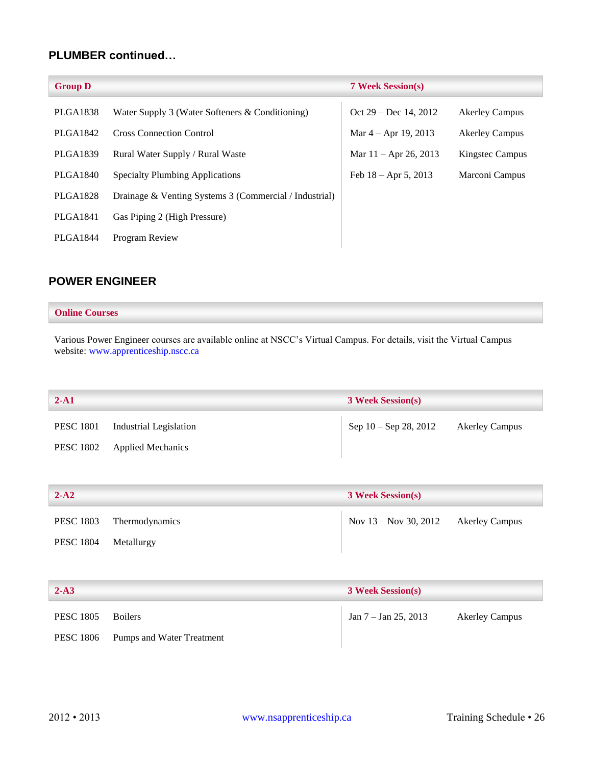## PLUMBER continued…

| Group D | | 7 Week Session(s) | |
|---|---|---|---|
| PLGA1838 | Water Supply 3 (Water Softeners & Conditioning) | Oct 29 – Dec 14, 2012 | Akerley Campus |
| PLGA1842 | Cross Connection Control | Mar 4 – Apr 19, 2013 | Akerley Campus |
| PLGA1839 | Rural Water Supply / Rural Waste | Mar 11 – Apr 26, 2013 | Kingstec Campus |
| PLGA1840 | Specialty Plumbing Applications | Feb 18 – Apr 5, 2013 | Marconi Campus |
| PLGA1828 | Drainage & Venting Systems 3 (Commercial / Industrial) | | |
| PLGA1841 | Gas Piping 2 (High Pressure) | | |
| PLGA1844 | Program Review | | |

## POWER ENGINEER

**Online Courses**

Various Power Engineer courses are available online at NSCC's Virtual Campus. For details, visit the Virtual Campus website: www.apprenticeship.nscc.ca

| 2-A1 | | 3 Week Session(s) | |
|---|---|---|---|
| PESC 1801 | Industrial Legislation | Sep 10 – Sep 28, 2012 | Akerley Campus |
| PESC 1802 | Applied Mechanics | | |

| 2-A2 | | 3 Week Session(s) | |
|---|---|---|---|
| PESC 1803 | Thermodynamics | Nov 13 – Nov 30, 2012 | Akerley Campus |
| PESC 1804 | Metallurgy | | |

| 2-A3 | | 3 Week Session(s) | |
|---|---|---|---|
| PESC 1805 | Boilers | Jan 7 – Jan 25, 2013 | Akerley Campus |
| PESC 1806 | Pumps and Water Treatment | | |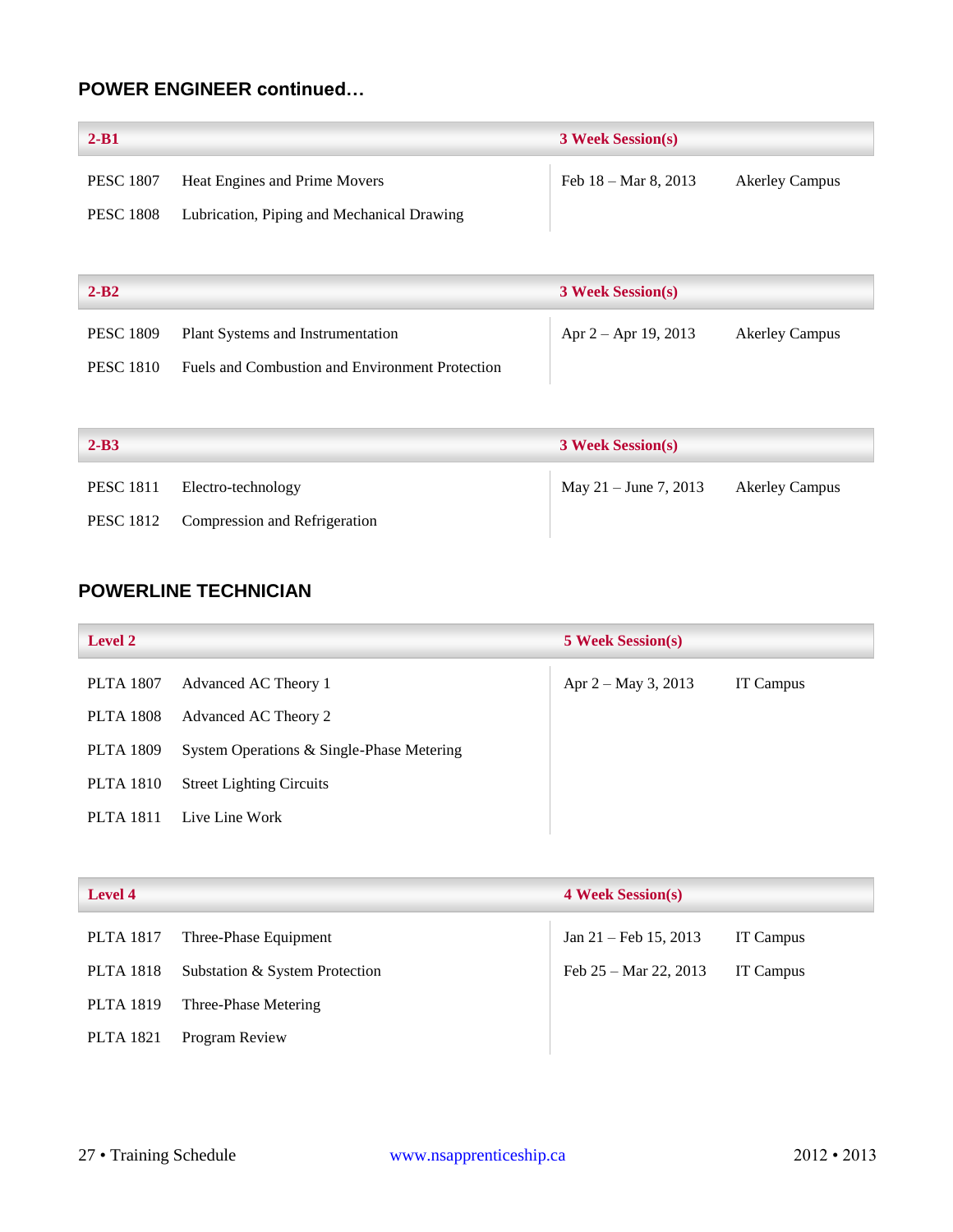## POWER ENGINEER continued…

| 2-B1 | | 3 Week Session(s) | |
|---|---|---|---|
| PESC 1807 | Heat Engines and Prime Movers | Feb 18 – Mar 8, 2013 | Akerley Campus |
| PESC 1808 | Lubrication, Piping and Mechanical Drawing | | |

| 2-B2 | | 3 Week Session(s) | |
|---|---|---|---|
| PESC 1809 | Plant Systems and Instrumentation | Apr 2 – Apr 19, 2013 | Akerley Campus |
| PESC 1810 | Fuels and Combustion and Environment Protection | | |

| 2-B3 | | 3 Week Session(s) | |
|---|---|---|---|
| PESC 1811 | Electro-technology | May 21 – June 7, 2013 | Akerley Campus |
| PESC 1812 | Compression and Refrigeration | | |

## POWERLINE TECHNICIAN

| Level 2 | | 5 Week Session(s) | |
|---|---|---|---|
| PLTA 1807 | Advanced AC Theory 1 | Apr 2 – May 3, 2013 | IT Campus |
| PLTA 1808 | Advanced AC Theory 2 | | |
| PLTA 1809 | System Operations & Single-Phase Metering | | |
| PLTA 1810 | Street Lighting Circuits | | |
| PLTA 1811 | Live Line Work | | |

| Level 4 | | 4 Week Session(s) | |
|---|---|---|---|
| PLTA 1817 | Three-Phase Equipment | Jan 21 – Feb 15, 2013 | IT Campus |
| PLTA 1818 | Substation & System Protection | Feb 25 – Mar 22, 2013 | IT Campus |
| PLTA 1819 | Three-Phase Metering | | |
| PLTA 1821 | Program Review | | |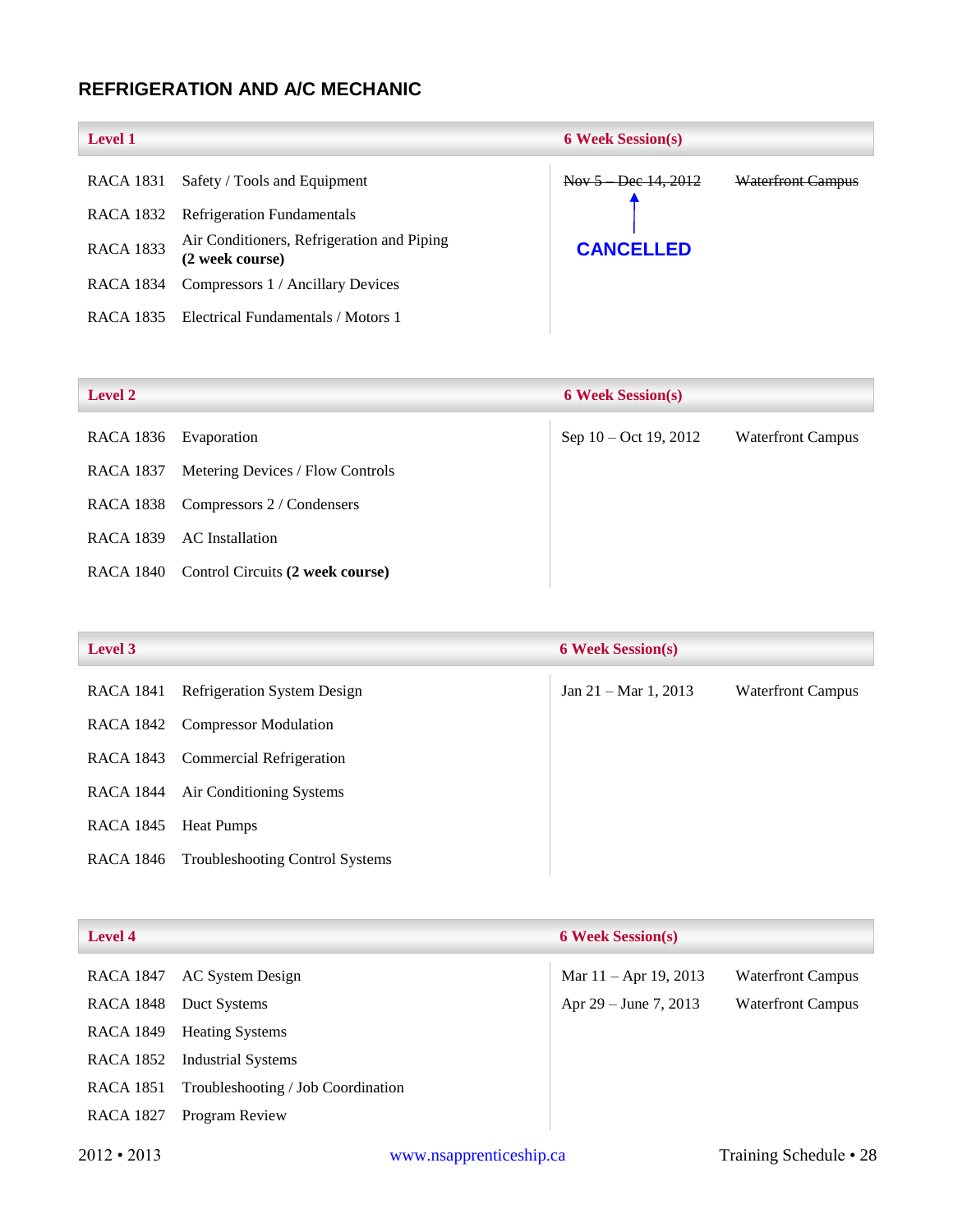## REFRIGERATION AND A/C MECHANIC

| Level 1 | | 6 Week Session(s) | |
|---|---|---|---|
| RACA 1831 | Safety / Tools and Equipment | ~~Nov 5 – Dec 14, 2012~~ | ~~Waterfront Campus~~ |
| RACA 1832 | Refrigeration Fundamentals | **CANCELLED** | |
| RACA 1833 | Air Conditioners, Refrigeration and Piping **(2 week course)** | | |
| RACA 1834 | Compressors 1 / Ancillary Devices | | |
| RACA 1835 | Electrical Fundamentals / Motors 1 | | |

| Level 2 | | 6 Week Session(s) | |
|---|---|---|---|
| RACA 1836 | Evaporation | Sep 10 – Oct 19, 2012 | Waterfront Campus |
| RACA 1837 | Metering Devices / Flow Controls | | |
| RACA 1838 | Compressors 2 / Condensers | | |
| RACA 1839 | AC Installation | | |
| RACA 1840 | Control Circuits **(2 week course)** | | |

| Level 3 | | 6 Week Session(s) | |
|---|---|---|---|
| RACA 1841 | Refrigeration System Design | Jan 21 – Mar 1, 2013 | Waterfront Campus |
| RACA 1842 | Compressor Modulation | | |
| RACA 1843 | Commercial Refrigeration | | |
| RACA 1844 | Air Conditioning Systems | | |
| RACA 1845 | Heat Pumps | | |
| RACA 1846 | Troubleshooting Control Systems | | |

| Level 4 | | 6 Week Session(s) | |
|---|---|---|---|
| RACA 1847 | AC System Design | Mar 11 – Apr 19, 2013 | Waterfront Campus |
| RACA 1848 | Duct Systems | Apr 29 – June 7, 2013 | Waterfront Campus |
| RACA 1849 | Heating Systems | | |
| RACA 1852 | Industrial Systems | | |
| RACA 1851 | Troubleshooting / Job Coordination | | |
| RACA 1827 | Program Review | | |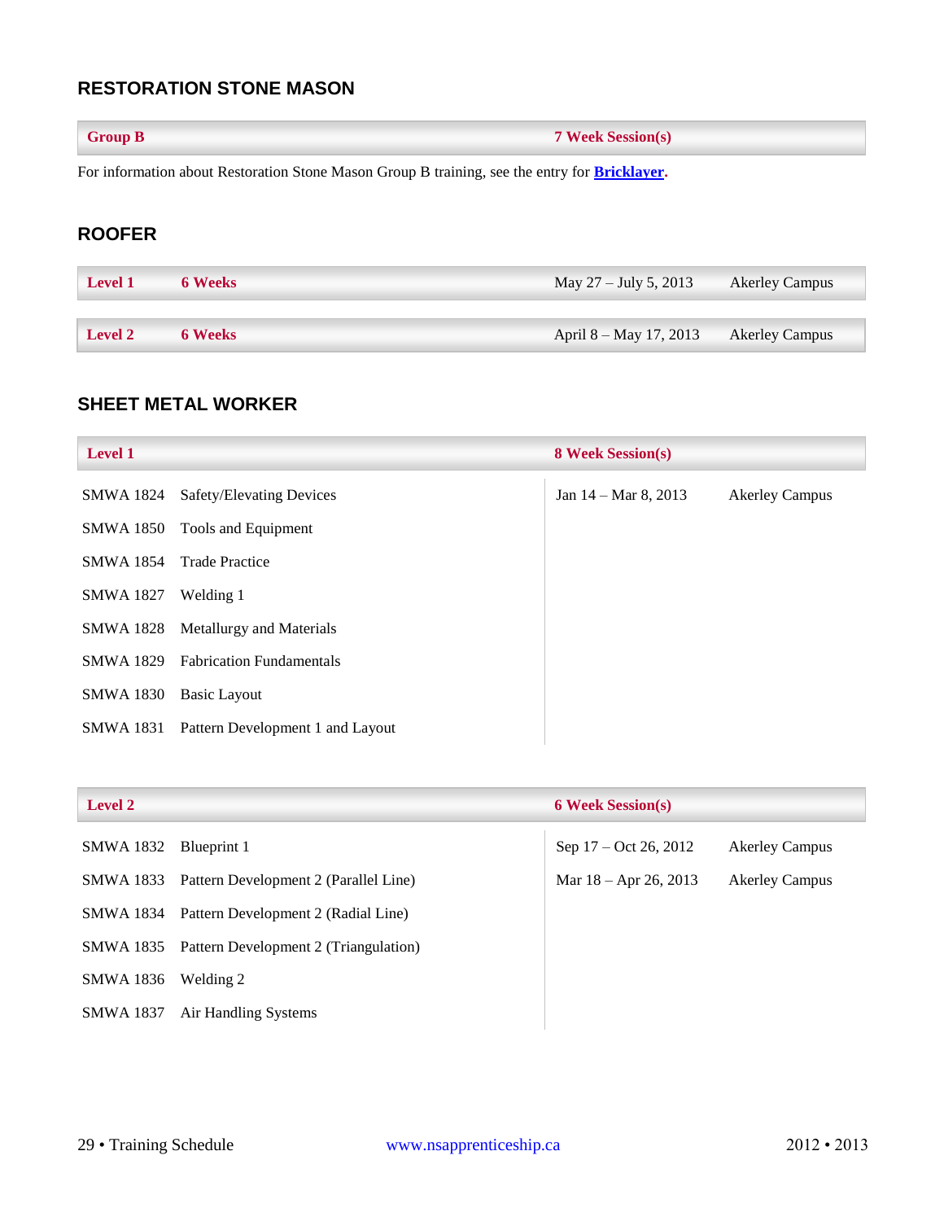## RESTORATION STONE MASON

| Group B | 7 Week Session(s) |
|---|---|

For information about Restoration Stone Mason Group B training, see the entry for **Bricklayer**.

## ROOFER

| Level | Duration | Dates | Location |
|---|---|---|---|
| Level 1 | 6 Weeks | May 27 – July 5, 2013 | Akerley Campus |
| Level 2 | 6 Weeks | April 8 – May 17, 2013 | Akerley Campus |

## SHEET METAL WORKER

| Level 1 | | 8 Week Session(s) | |
|---|---|---|---|
| SMWA 1824 | Safety/Elevating Devices | Jan 14 – Mar 8, 2013 | Akerley Campus |
| SMWA 1850 | Tools and Equipment | | |
| SMWA 1854 | Trade Practice | | |
| SMWA 1827 | Welding 1 | | |
| SMWA 1828 | Metallurgy and Materials | | |
| SMWA 1829 | Fabrication Fundamentals | | |
| SMWA 1830 | Basic Layout | | |
| SMWA 1831 | Pattern Development 1 and Layout | | |

| Level 2 | | 6 Week Session(s) | |
|---|---|---|---|
| SMWA 1832 | Blueprint 1 | Sep 17 – Oct 26, 2012 | Akerley Campus |
| SMWA 1833 | Pattern Development 2 (Parallel Line) | Mar 18 – Apr 26, 2013 | Akerley Campus |
| SMWA 1834 | Pattern Development 2 (Radial Line) | | |
| SMWA 1835 | Pattern Development 2 (Triangulation) | | |
| SMWA 1836 | Welding 2 | | |
| SMWA 1837 | Air Handling Systems | | |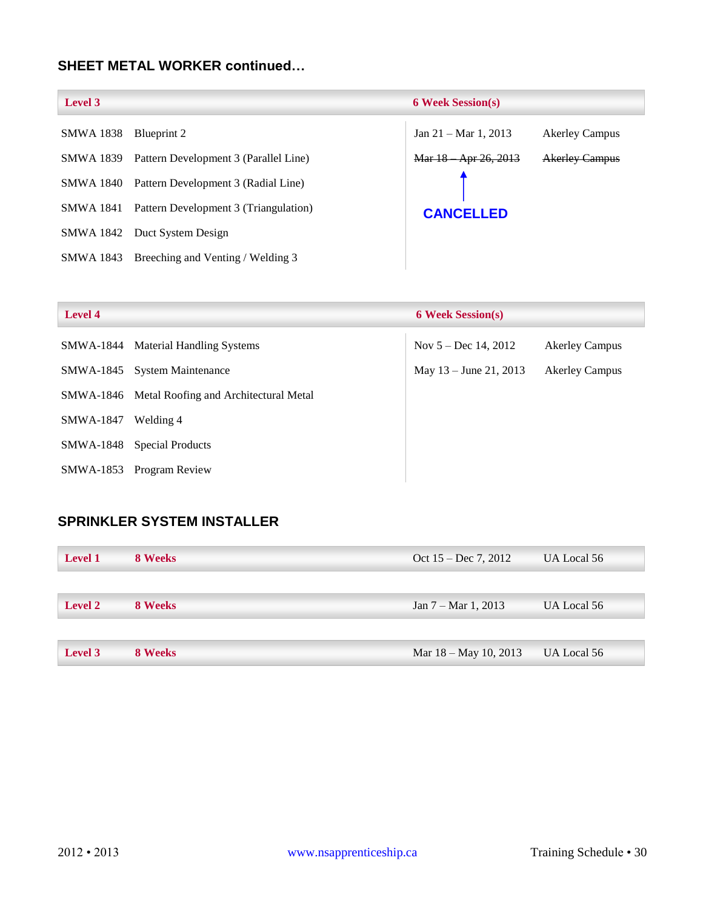## SHEET METAL WORKER continued…

| Level 3 | | 6 Week Session(s) | |
|---|---|---|---|
| SMWA 1838 | Blueprint 2 | Jan 21 – Mar 1, 2013 | Akerley Campus |
| SMWA 1839 | Pattern Development 3 (Parallel Line) | ~~Mar 18 – Apr 26, 2013~~ | ~~Akerley Campus~~ |
| SMWA 1840 | Pattern Development 3 (Radial Line) | CANCELLED | |
| SMWA 1841 | Pattern Development 3 (Triangulation) | | |
| SMWA 1842 | Duct System Design | | |
| SMWA 1843 | Breeching and Venting / Welding 3 | | |

| Level 4 | | 6 Week Session(s) | |
|---|---|---|---|
| SMWA-1844 | Material Handling Systems | Nov 5 – Dec 14, 2012 | Akerley Campus |
| SMWA-1845 | System Maintenance | May 13 – June 21, 2013 | Akerley Campus |
| SMWA-1846 | Metal Roofing and Architectural Metal | | |
| SMWA-1847 | Welding 4 | | |
| SMWA-1848 | Special Products | | |
| SMWA-1853 | Program Review | | |

## SPRINKLER SYSTEM INSTALLER

| Level | Duration | Dates | Location |
|---|---|---|---|
| Level 1 | 8 Weeks | Oct 15 – Dec 7, 2012 | UA Local 56 |
| Level 2 | 8 Weeks | Jan 7 – Mar 1, 2013 | UA Local 56 |
| Level 3 | 8 Weeks | Mar 18 – May 10, 2013 | UA Local 56 |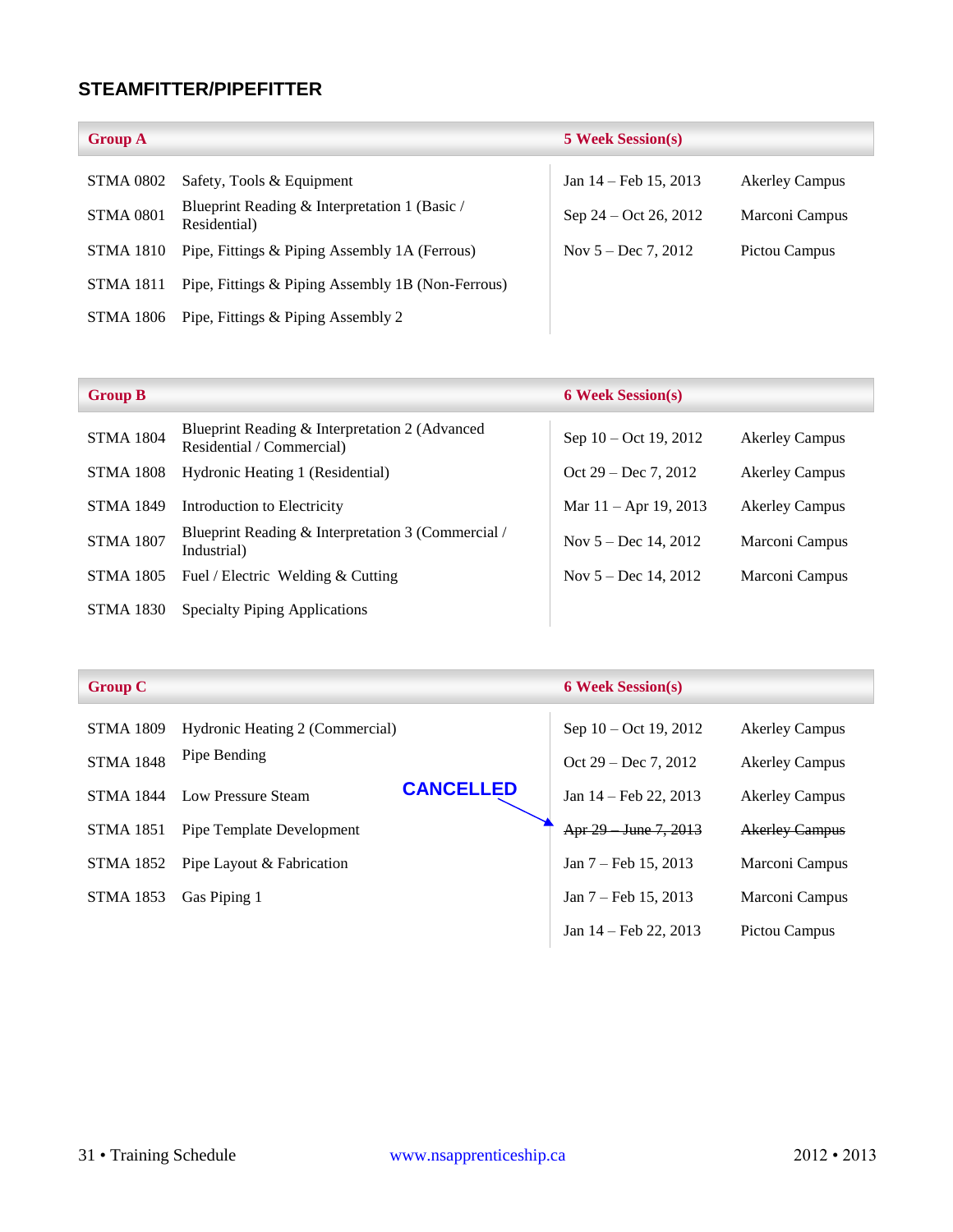## STEAMFITTER/PIPEFITTER

| Group A | | 5 Week Session(s) | |
|---|---|---|---|
| STMA 0802 | Safety, Tools & Equipment | Jan 14 – Feb 15, 2013 | Akerley Campus |
| STMA 0801 | Blueprint Reading & Interpretation 1 (Basic / Residential) | Sep 24 – Oct 26, 2012 | Marconi Campus |
| STMA 1810 | Pipe, Fittings & Piping Assembly 1A (Ferrous) | Nov 5 – Dec 7, 2012 | Pictou Campus |
| STMA 1811 | Pipe, Fittings & Piping Assembly 1B (Non-Ferrous) | | |
| STMA 1806 | Pipe, Fittings & Piping Assembly 2 | | |

| Group B | | 6 Week Session(s) | |
|---|---|---|---|
| STMA 1804 | Blueprint Reading & Interpretation 2 (Advanced Residential / Commercial) | Sep 10 – Oct 19, 2012 | Akerley Campus |
| STMA 1808 | Hydronic Heating 1 (Residential) | Oct 29 – Dec 7, 2012 | Akerley Campus |
| STMA 1849 | Introduction to Electricity | Mar 11 – Apr 19, 2013 | Akerley Campus |
| STMA 1807 | Blueprint Reading & Interpretation 3 (Commercial / Industrial) | Nov 5 – Dec 14, 2012 | Marconi Campus |
| STMA 1805 | Fuel / Electric Welding & Cutting | Nov 5 – Dec 14, 2012 | Marconi Campus |
| STMA 1830 | Specialty Piping Applications | | |

| Group C | | 6 Week Session(s) | |
|---|---|---|---|
| STMA 1809 | Hydronic Heating 2 (Commercial) | Sep 10 – Oct 19, 2012 | Akerley Campus |
| STMA 1848 | Pipe Bending | Oct 29 – Dec 7, 2012 | Akerley Campus |
| STMA 1844 | Low Pressure Steam | Jan 14 – Feb 22, 2013 | Akerley Campus |
| STMA 1851 | Pipe Template Development | ~~Apr 29 – June 7, 2013~~ **CANCELLED** | ~~Akerley Campus~~ |
| STMA 1852 | Pipe Layout & Fabrication | Jan 7 – Feb 15, 2013 | Marconi Campus |
| STMA 1853 | Gas Piping 1 | Jan 7 – Feb 15, 2013 | Marconi Campus |
| | | Jan 14 – Feb 22, 2013 | Pictou Campus |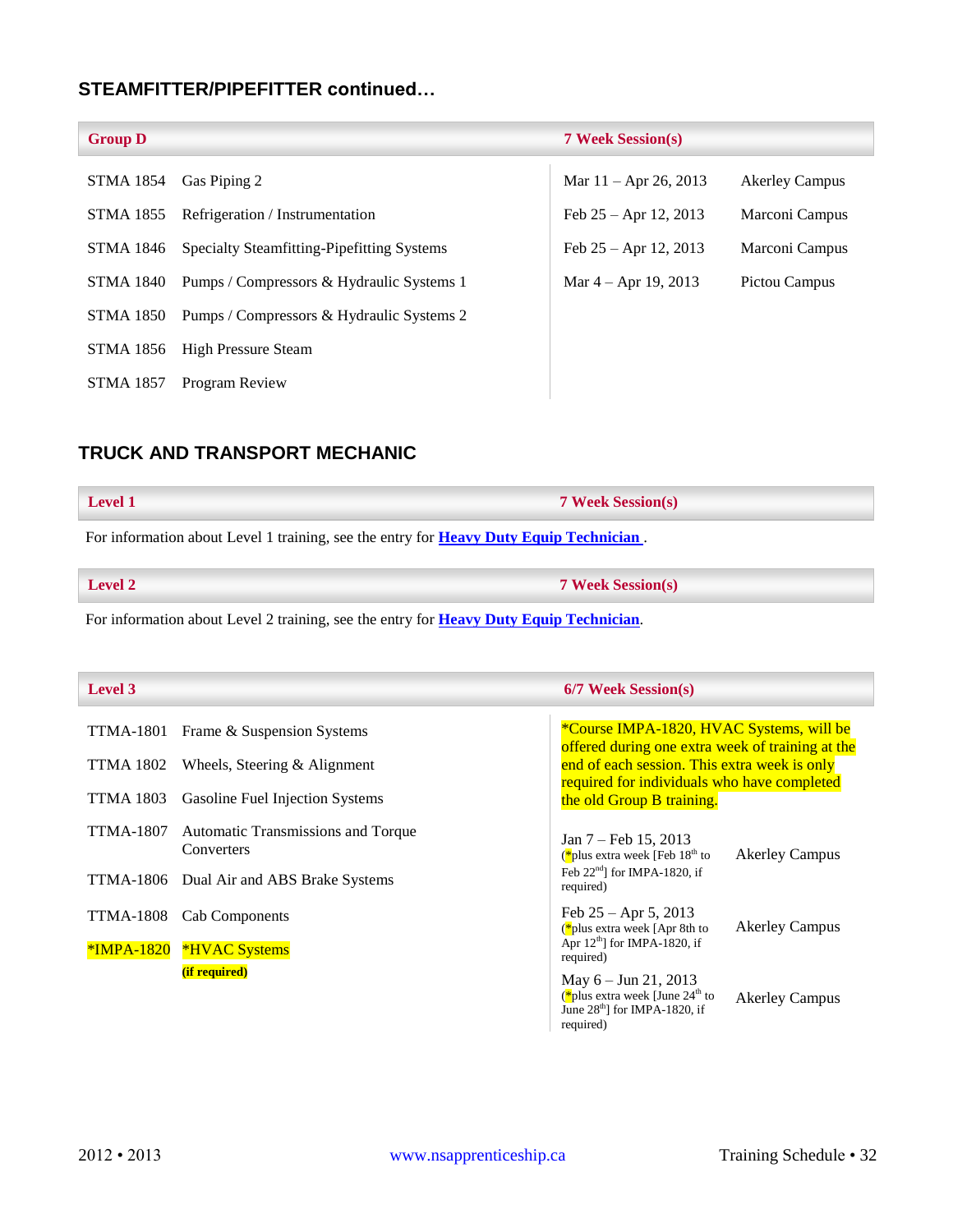## STEAMFITTER/PIPEFITTER continued…

| Group D | | 7 Week Session(s) | |
|---|---|---|---|
| STMA 1854 | Gas Piping 2 | Mar 11 – Apr 26, 2013 | Akerley Campus |
| STMA 1855 | Refrigeration / Instrumentation | Feb 25 – Apr 12, 2013 | Marconi Campus |
| STMA 1846 | Specialty Steamfitting-Pipefitting Systems | Feb 25 – Apr 12, 2013 | Marconi Campus |
| STMA 1840 | Pumps / Compressors & Hydraulic Systems 1 | Mar 4 – Apr 19, 2013 | Pictou Campus |
| STMA 1850 | Pumps / Compressors & Hydraulic Systems 2 | | |
| STMA 1856 | High Pressure Steam | | |
| STMA 1857 | Program Review | | |

## TRUCK AND TRANSPORT MECHANIC

| Level 1 | 7 Week Session(s) |
|---|---|

For information about Level 1 training, see the entry for **Heavy Duty Equip Technician** .

| Level 2 | 7 Week Session(s) |
|---|---|

For information about Level 2 training, see the entry for **Heavy Duty Equip Technician**.

| Level 3 | | 6/7 Week Session(s) | |
|---|---|---|---|
| TTMA-1801 | Frame & Suspension Systems | *Course IMPA-1820, HVAC Systems, will be offered during one extra week of training at the end of each session. This extra week is only required for individuals who have completed the old Group B training. | |
| TTMA 1802 | Wheels, Steering & Alignment | Jan 7 – Feb 15, 2013 (*plus extra week [Feb 18th to Feb 22nd] for IMPA-1820, if required) | Akerley Campus |
| TTMA 1803 | Gasoline Fuel Injection Systems | Feb 25 – Apr 5, 2013 (*plus extra week [Apr 8th to Apr 12th] for IMPA-1820, if required) | Akerley Campus |
| TTMA-1807 | Automatic Transmissions and Torque Converters | May 6 – Jun 21, 2013 (*plus extra week [June 24th to June 28th] for IMPA-1820, if required) | Akerley Campus |
| TTMA-1806 | Dual Air and ABS Brake Systems | | |
| TTMA-1808 | Cab Components | | |
| *IMPA-1820 | *HVAC Systems **(if required)** | | |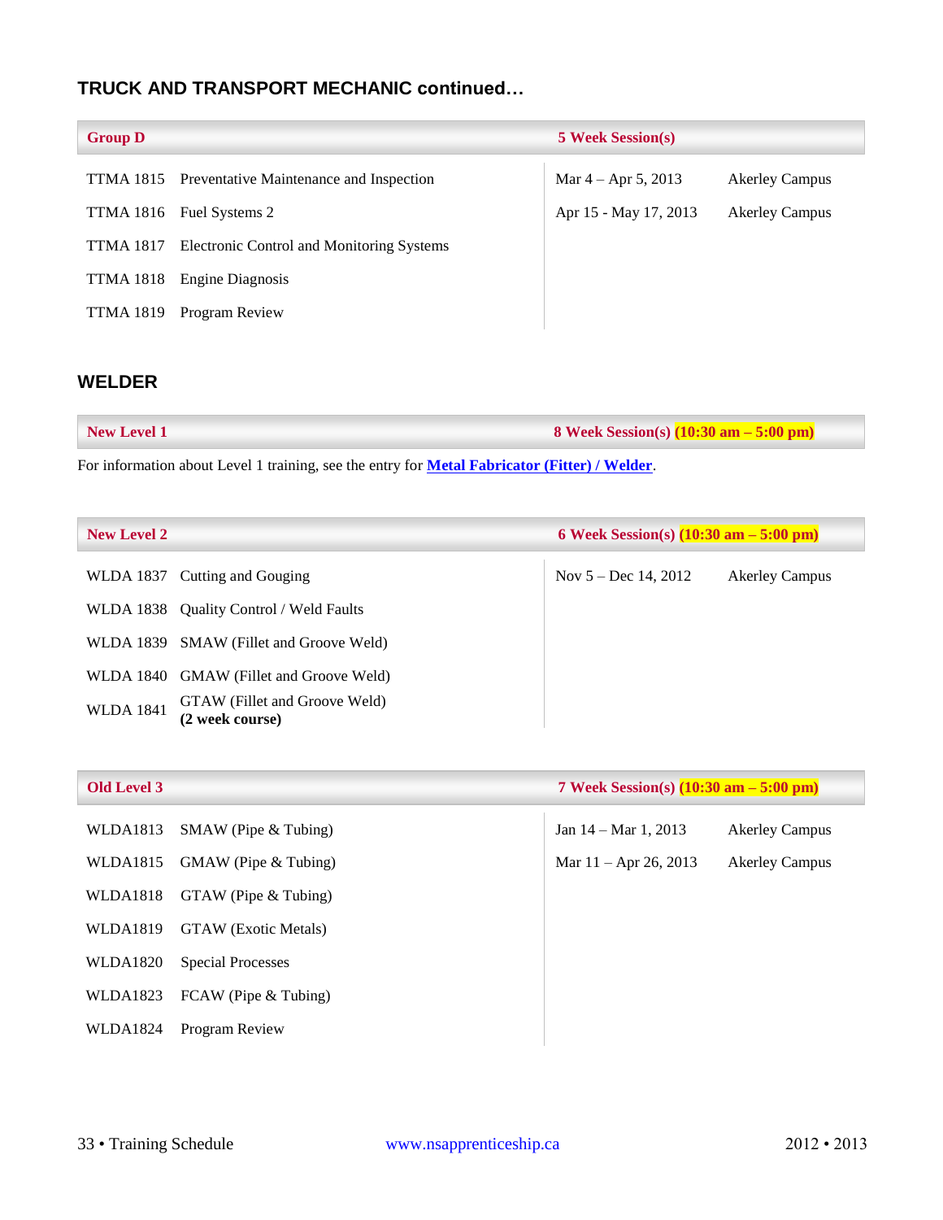## TRUCK AND TRANSPORT MECHANIC continued…

| Group D | | 5 Week Session(s) | |
|---|---|---|---|
| TTMA 1815 | Preventative Maintenance and Inspection | Mar 4 – Apr 5, 2013 | Akerley Campus |
| TTMA 1816 | Fuel Systems 2 | Apr 15 - May 17, 2013 | Akerley Campus |
| TTMA 1817 | Electronic Control and Monitoring Systems | | |
| TTMA 1818 | Engine Diagnosis | | |
| TTMA 1819 | Program Review | | |

## WELDER

| New Level 1 | 8 Week Session(s) (10:30 am – 5:00 pm) |
|---|---|

For information about Level 1 training, see the entry for **Metal Fabricator (Fitter) / Welder**.

| New Level 2 | | 6 Week Session(s) (10:30 am – 5:00 pm) | |
|---|---|---|---|
| WLDA 1837 | Cutting and Gouging | Nov 5 – Dec 14, 2012 | Akerley Campus |
| WLDA 1838 | Quality Control / Weld Faults | | |
| WLDA 1839 | SMAW (Fillet and Groove Weld) | | |
| WLDA 1840 | GMAW (Fillet and Groove Weld) | | |
| WLDA 1841 | GTAW (Fillet and Groove Weld) **(2 week course)** | | |

| Old Level 3 | | 7 Week Session(s) (10:30 am – 5:00 pm) | |
|---|---|---|---|
| WLDA1813 | SMAW (Pipe & Tubing) | Jan 14 – Mar 1, 2013 | Akerley Campus |
| WLDA1815 | GMAW (Pipe & Tubing) | Mar 11 – Apr 26, 2013 | Akerley Campus |
| WLDA1818 | GTAW (Pipe & Tubing) | | |
| WLDA1819 | GTAW (Exotic Metals) | | |
| WLDA1820 | Special Processes | | |
| WLDA1823 | FCAW (Pipe & Tubing) | | |
| WLDA1824 | Program Review | | |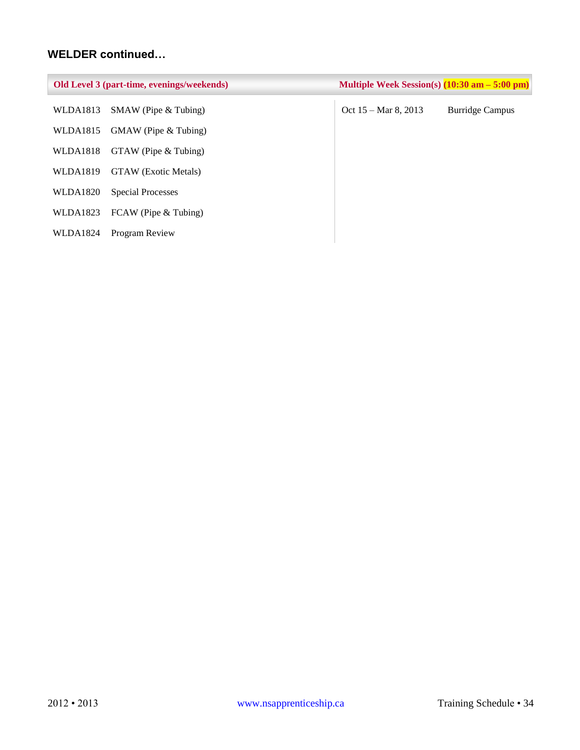## WELDER continued…

| Old Level 3 (part-time, evenings/weekends) | | Multiple Week Session(s) (10:30 am – 5:00 pm) | |
|---|---|---|---|
| WLDA1813 | SMAW (Pipe & Tubing) | Oct 15 – Mar 8, 2013 | Burridge Campus |
| WLDA1815 | GMAW (Pipe & Tubing) | | |
| WLDA1818 | GTAW (Pipe & Tubing) | | |
| WLDA1819 | GTAW (Exotic Metals) | | |
| WLDA1820 | Special Processes | | |
| WLDA1823 | FCAW (Pipe & Tubing) | | |
| WLDA1824 | Program Review | | |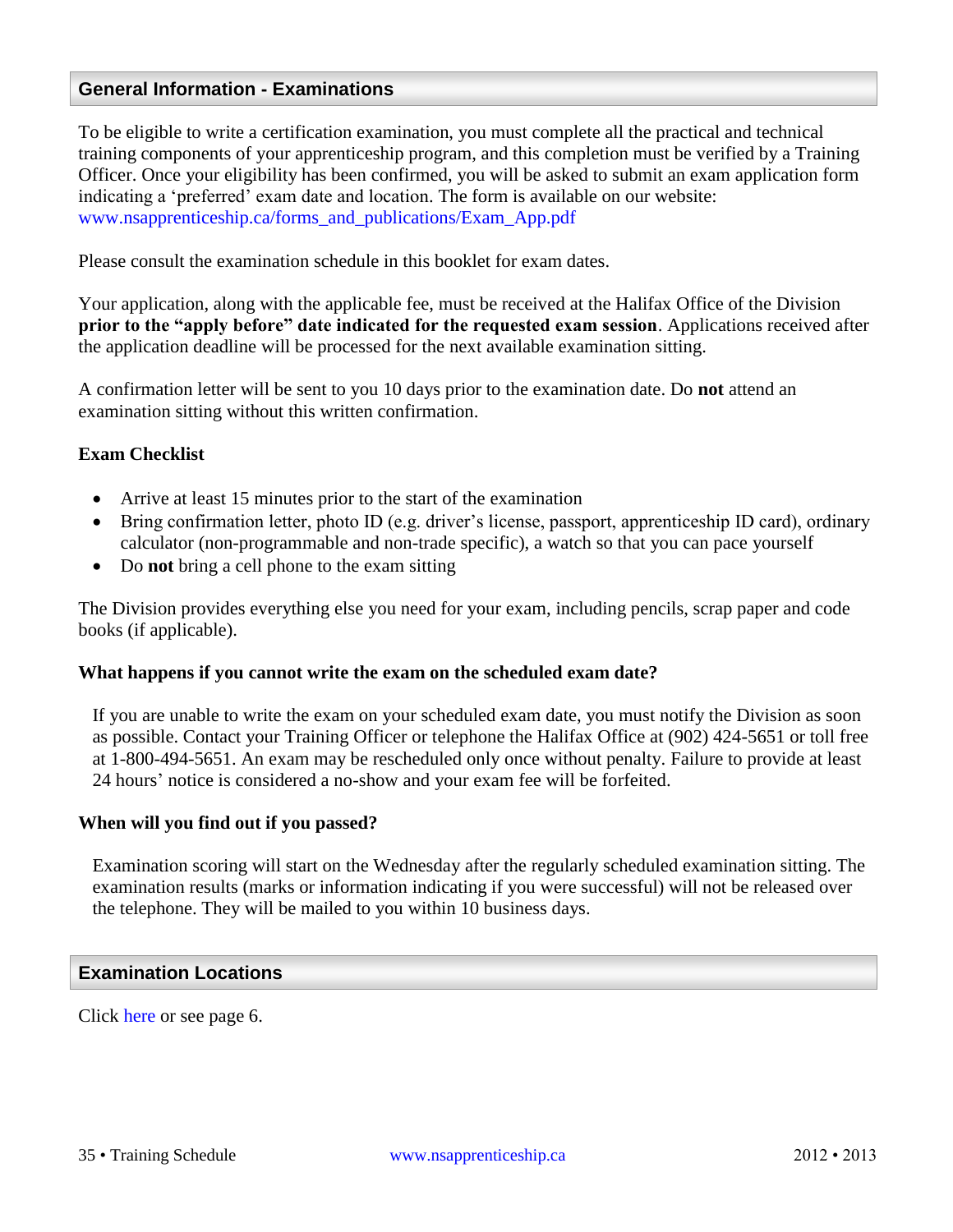## General Information - Examinations

To be eligible to write a certification examination, you must complete all the practical and technical training components of your apprenticeship program, and this completion must be verified by a Training Officer. Once your eligibility has been confirmed, you will be asked to submit an exam application form indicating a 'preferred' exam date and location. The form is available on our website: www.nsapprenticeship.ca/forms_and_publications/Exam_App.pdf

Please consult the examination schedule in this booklet for exam dates.

Your application, along with the applicable fee, must be received at the Halifax Office of the Division **prior to the "apply before" date indicated for the requested exam session**. Applications received after the application deadline will be processed for the next available examination sitting.

A confirmation letter will be sent to you 10 days prior to the examination date. Do **not** attend an examination sitting without this written confirmation.

### Exam Checklist

- Arrive at least 15 minutes prior to the start of the examination
- Bring confirmation letter, photo ID (e.g. driver's license, passport, apprenticeship ID card), ordinary calculator (non-programmable and non-trade specific), a watch so that you can pace yourself
- Do **not** bring a cell phone to the exam sitting

The Division provides everything else you need for your exam, including pencils, scrap paper and code books (if applicable).

### What happens if you cannot write the exam on the scheduled exam date?

If you are unable to write the exam on your scheduled exam date, you must notify the Division as soon as possible. Contact your Training Officer or telephone the Halifax Office at (902) 424-5651 or toll free at 1-800-494-5651. An exam may be rescheduled only once without penalty. Failure to provide at least 24 hours' notice is considered a no-show and your exam fee will be forfeited.

### When will you find out if you passed?

Examination scoring will start on the Wednesday after the regularly scheduled examination sitting. The examination results (marks or information indicating if you were successful) will not be released over the telephone. They will be mailed to you within 10 business days.

## Examination Locations

Click here or see page 6.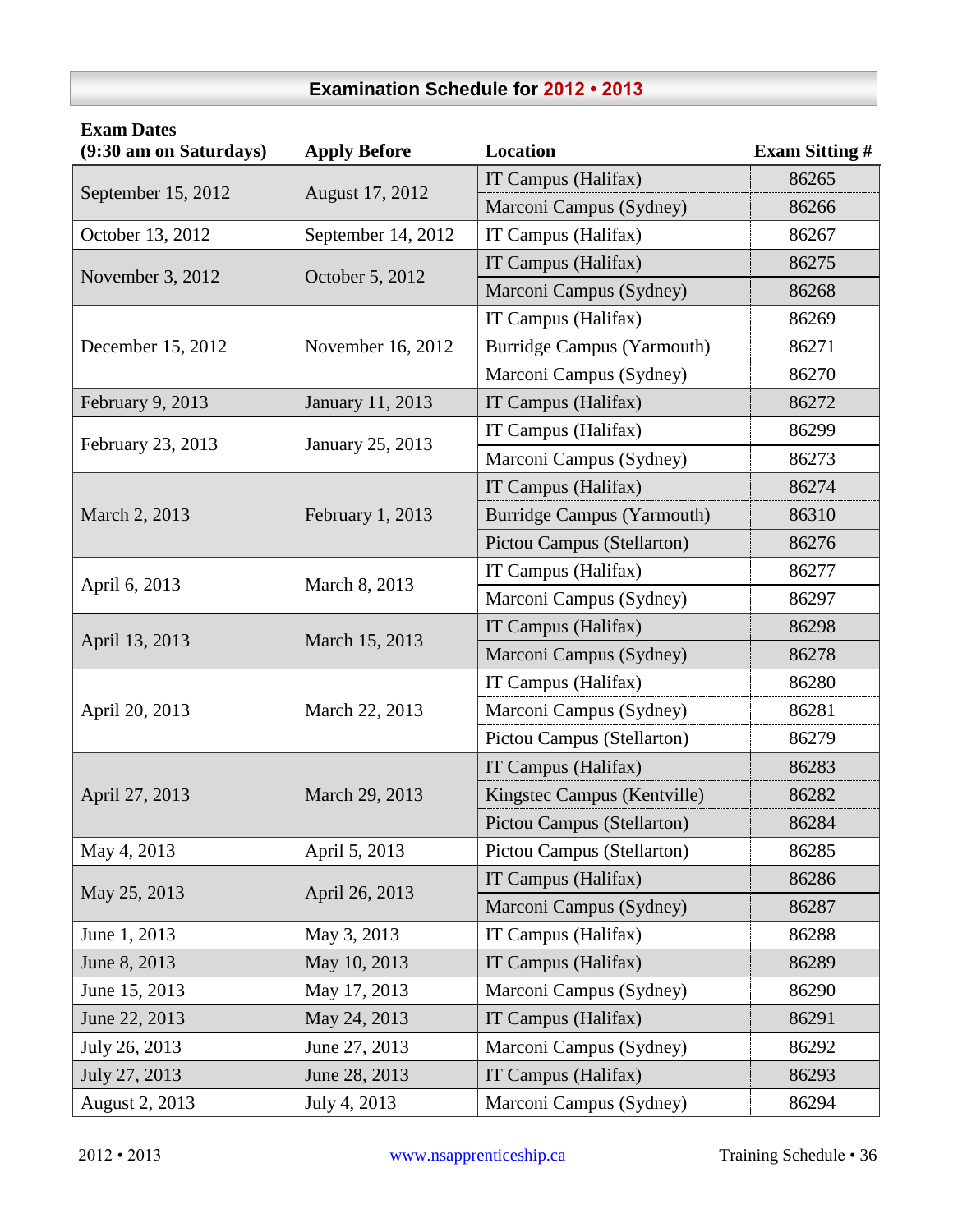## Examination Schedule for 2012 • 2013

| Exam Dates (9:30 am on Saturdays) | Apply Before | Location | Exam Sitting # |
|---|---|---|---|
| September 15, 2012 | August 17, 2012 | IT Campus (Halifax) | 86265 |
| | | Marconi Campus (Sydney) | 86266 |
| October 13, 2012 | September 14, 2012 | IT Campus (Halifax) | 86267 |
| November 3, 2012 | October 5, 2012 | IT Campus (Halifax) | 86275 |
| | | Marconi Campus (Sydney) | 86268 |
| December 15, 2012 | November 16, 2012 | IT Campus (Halifax) | 86269 |
| | | Burridge Campus (Yarmouth) | 86271 |
| | | Marconi Campus (Sydney) | 86270 |
| February 9, 2013 | January 11, 2013 | IT Campus (Halifax) | 86272 |
| February 23, 2013 | January 25, 2013 | IT Campus (Halifax) | 86299 |
| | | Marconi Campus (Sydney) | 86273 |
| March 2, 2013 | February 1, 2013 | IT Campus (Halifax) | 86274 |
| | | Burridge Campus (Yarmouth) | 86310 |
| | | Pictou Campus (Stellarton) | 86276 |
| April 6, 2013 | March 8, 2013 | IT Campus (Halifax) | 86277 |
| | | Marconi Campus (Sydney) | 86297 |
| April 13, 2013 | March 15, 2013 | IT Campus (Halifax) | 86298 |
| | | Marconi Campus (Sydney) | 86278 |
| April 20, 2013 | March 22, 2013 | IT Campus (Halifax) | 86280 |
| | | Marconi Campus (Sydney) | 86281 |
| | | Pictou Campus (Stellarton) | 86279 |
| April 27, 2013 | March 29, 2013 | IT Campus (Halifax) | 86283 |
| | | Kingstec Campus (Kentville) | 86282 |
| | | Pictou Campus (Stellarton) | 86284 |
| May 4, 2013 | April 5, 2013 | Pictou Campus (Stellarton) | 86285 |
| May 25, 2013 | April 26, 2013 | IT Campus (Halifax) | 86286 |
| | | Marconi Campus (Sydney) | 86287 |
| June 1, 2013 | May 3, 2013 | IT Campus (Halifax) | 86288 |
| June 8, 2013 | May 10, 2013 | IT Campus (Halifax) | 86289 |
| June 15, 2013 | May 17, 2013 | Marconi Campus (Sydney) | 86290 |
| June 22, 2013 | May 24, 2013 | IT Campus (Halifax) | 86291 |
| July 26, 2013 | June 27, 2013 | Marconi Campus (Sydney) | 86292 |
| July 27, 2013 | June 28, 2013 | IT Campus (Halifax) | 86293 |
| August 2, 2013 | July 4, 2013 | Marconi Campus (Sydney) | 86294 |

www.nsapprenticeship.ca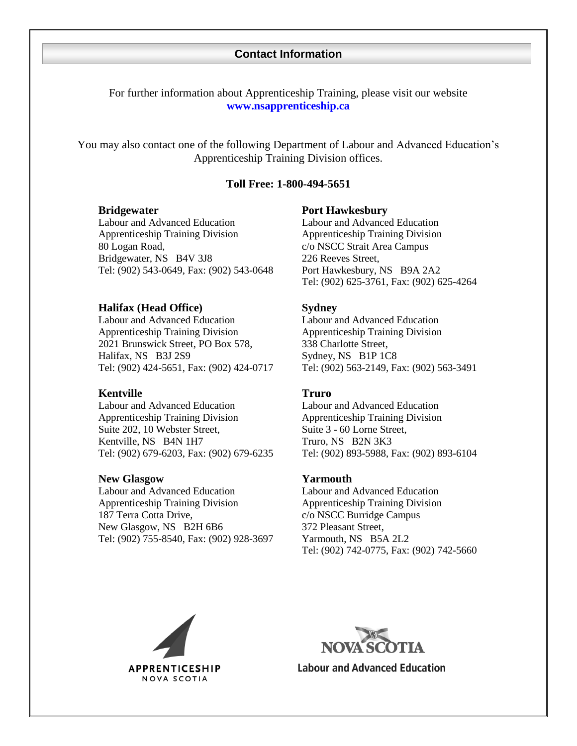## Contact Information

For further information about Apprenticeship Training, please visit our website **www.nsapprenticeship.ca**

You may also contact one of the following Department of Labour and Advanced Education's Apprenticeship Training Division offices.

**Toll Free: 1-800-494-5651**

**Bridgewater**
Labour and Advanced Education
Apprenticeship Training Division
80 Logan Road,
Bridgewater, NS B4V 3J8
Tel: (902) 543-0649, Fax: (902) 543-0648

**Halifax (Head Office)**
Labour and Advanced Education
Apprenticeship Training Division
2021 Brunswick Street, PO Box 578,
Halifax, NS B3J 2S9
Tel: (902) 424-5651, Fax: (902) 424-0717

**Kentville**
Labour and Advanced Education
Apprenticeship Training Division
Suite 202, 10 Webster Street,
Kentville, NS B4N 1H7
Tel: (902) 679-6203, Fax: (902) 679-6235

**New Glasgow**
Labour and Advanced Education
Apprenticeship Training Division
187 Terra Cotta Drive,
New Glasgow, NS B2H 6B6
Tel: (902) 755-8540, Fax: (902) 928-3697

**Port Hawkesbury**
Labour and Advanced Education
Apprenticeship Training Division
c/o NSCC Strait Area Campus
226 Reeves Street,
Port Hawkesbury, NS B9A 2A2
Tel: (902) 625-3761, Fax: (902) 625-4264

**Sydney**
Labour and Advanced Education
Apprenticeship Training Division
338 Charlotte Street,
Sydney, NS B1P 1C8
Tel: (902) 563-2149, Fax: (902) 563-3491

**Truro**
Labour and Advanced Education
Apprenticeship Training Division
Suite 3 - 60 Lorne Street,
Truro, NS B2N 3K3
Tel: (902) 893-5988, Fax: (902) 893-6104

**Yarmouth**
Labour and Advanced Education
Apprenticeship Training Division
c/o NSCC Burridge Campus
372 Pleasant Street,
Yarmouth, NS B5A 2L2
Tel: (902) 742-0775, Fax: (902) 742-5660

APPRENTICESHIP
NOVA SCOTIA

NOVA SCOTIA
Labour and Advanced Education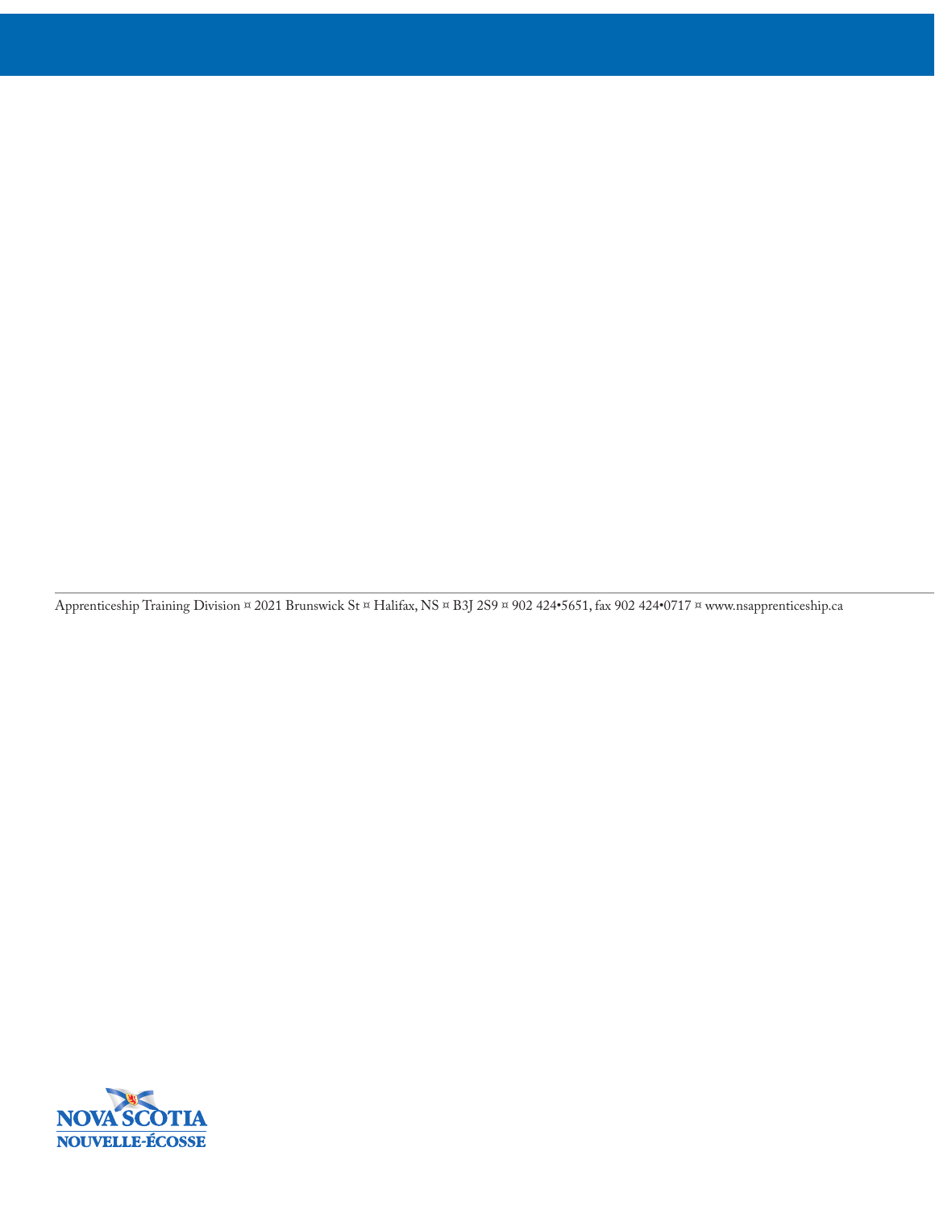Apprenticeship Training Division ¤ 2021 Brunswick St ¤ Halifax, NS ¤ B3J 2S9 ¤ 902 424•5651, fax 902 424•0717 ¤ www.nsapprenticeship.ca

NOVA SCOTIA
NOUVELLE-ÉCOSSE